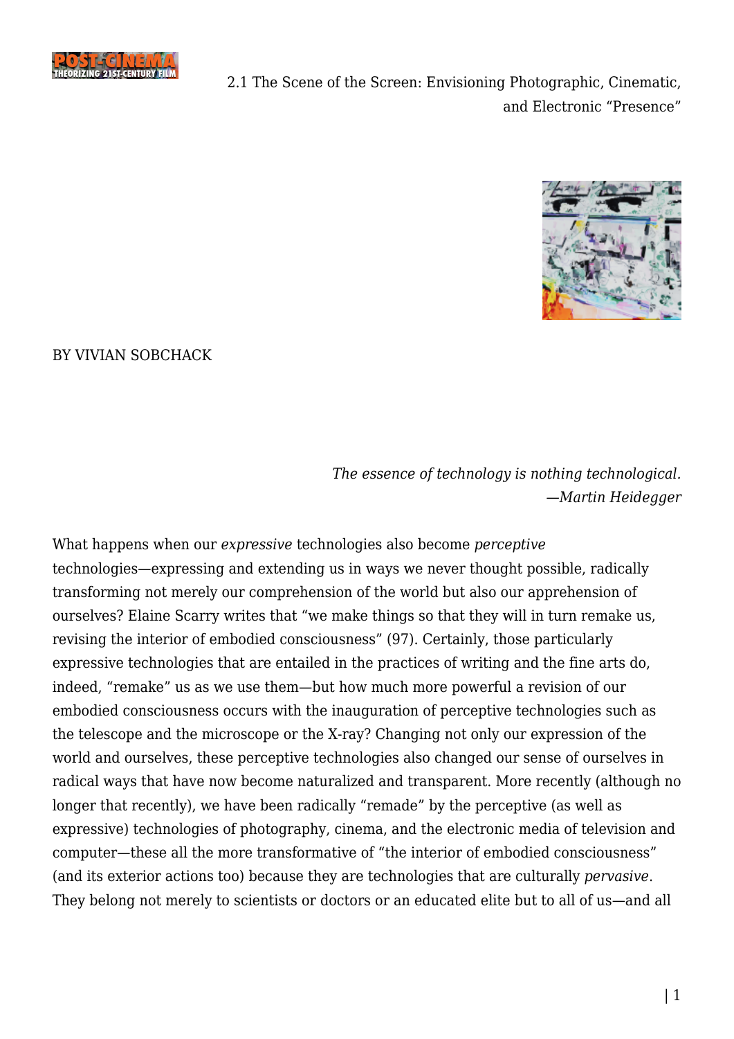# 2.1 The Scene of the Screen: Envisioning Photographic, Cinematic, and Electronic "Presence"

BY VIVIAN SOBCHACK

*The essence of technology is nothing technological.*
*—Martin Heidegger*

What happens when our *expressive* technologies also become *perceptive* technologies—expressing and extending us in ways we never thought possible, radically transforming not merely our comprehension of the world but also our apprehension of ourselves? Elaine Scarry writes that "we make things so that they will in turn remake us, revising the interior of embodied consciousness" (97). Certainly, those particularly expressive technologies that are entailed in the practices of writing and the fine arts do, indeed, "remake" us as we use them—but how much more powerful a revision of our embodied consciousness occurs with the inauguration of perceptive technologies such as the telescope and the microscope or the X-ray? Changing not only our expression of the world and ourselves, these perceptive technologies also changed our sense of ourselves in radical ways that have now become naturalized and transparent. More recently (although no longer that recently), we have been radically "remade" by the perceptive (as well as expressive) technologies of photography, cinema, and the electronic media of television and computer—these all the more transformative of "the interior of embodied consciousness" (and its exterior actions too) because they are technologies that are culturally *pervasive*. They belong not merely to scientists or doctors or an educated elite but to all of us—and all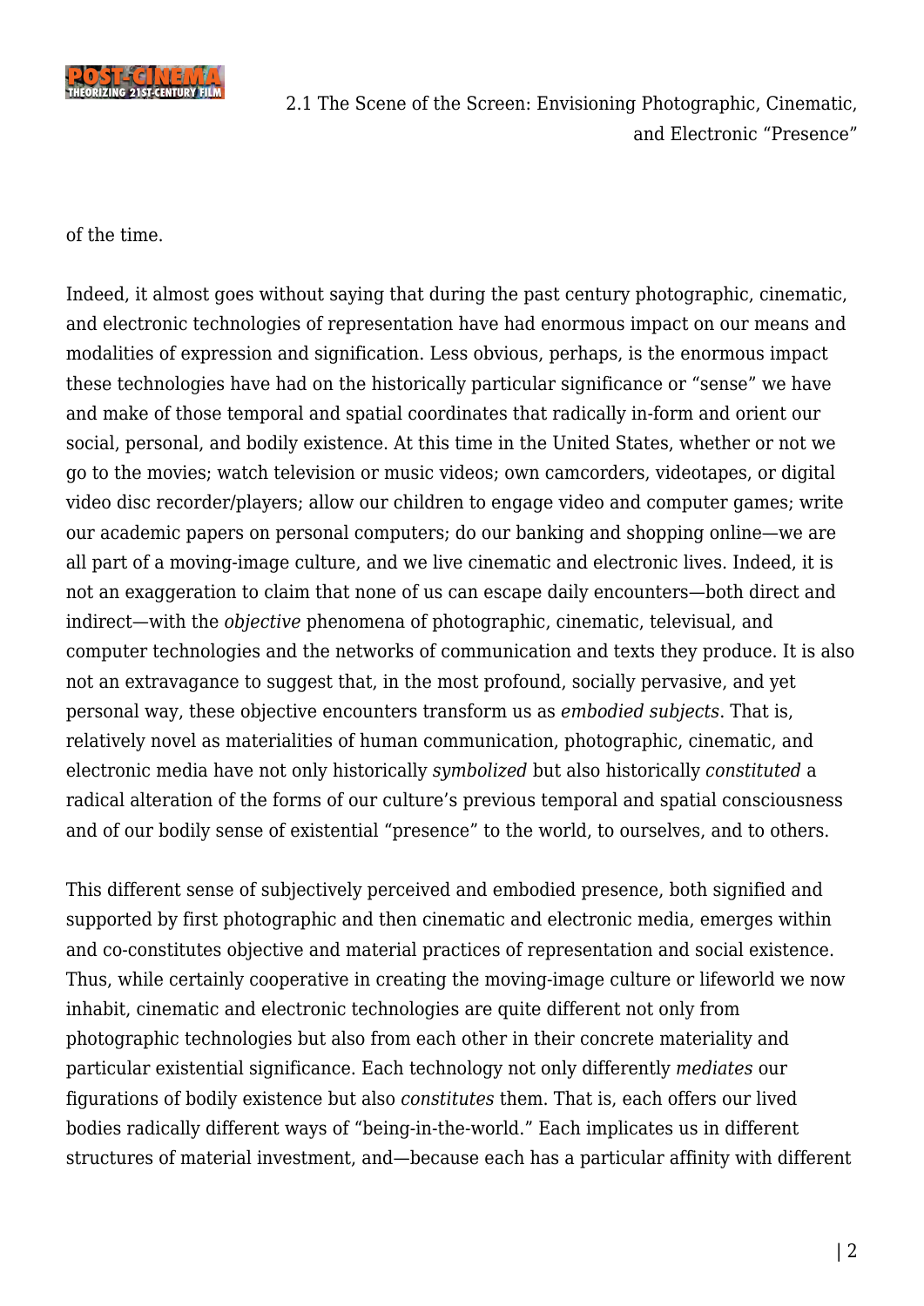of the time.

Indeed, it almost goes without saying that during the past century photographic, cinematic, and electronic technologies of representation have had enormous impact on our means and modalities of expression and signification. Less obvious, perhaps, is the enormous impact these technologies have had on the historically particular significance or "sense" we have and make of those temporal and spatial coordinates that radically in-form and orient our social, personal, and bodily existence. At this time in the United States, whether or not we go to the movies; watch television or music videos; own camcorders, videotapes, or digital video disc recorder/players; allow our children to engage video and computer games; write our academic papers on personal computers; do our banking and shopping online—we are all part of a moving-image culture, and we live cinematic and electronic lives. Indeed, it is not an exaggeration to claim that none of us can escape daily encounters—both direct and indirect—with the *objective* phenomena of photographic, cinematic, televisual, and computer technologies and the networks of communication and texts they produce. It is also not an extravagance to suggest that, in the most profound, socially pervasive, and yet personal way, these objective encounters transform us as *embodied subjects*. That is, relatively novel as materialities of human communication, photographic, cinematic, and electronic media have not only historically *symbolized* but also historically *constituted* a radical alteration of the forms of our culture's previous temporal and spatial consciousness and of our bodily sense of existential "presence" to the world, to ourselves, and to others.

This different sense of subjectively perceived and embodied presence, both signified and supported by first photographic and then cinematic and electronic media, emerges within and co-constitutes objective and material practices of representation and social existence. Thus, while certainly cooperative in creating the moving-image culture or lifeworld we now inhabit, cinematic and electronic technologies are quite different not only from photographic technologies but also from each other in their concrete materiality and particular existential significance. Each technology not only differently *mediates* our figurations of bodily existence but also *constitutes* them. That is, each offers our lived bodies radically different ways of "being-in-the-world." Each implicates us in different structures of material investment, and—because each has a particular affinity with different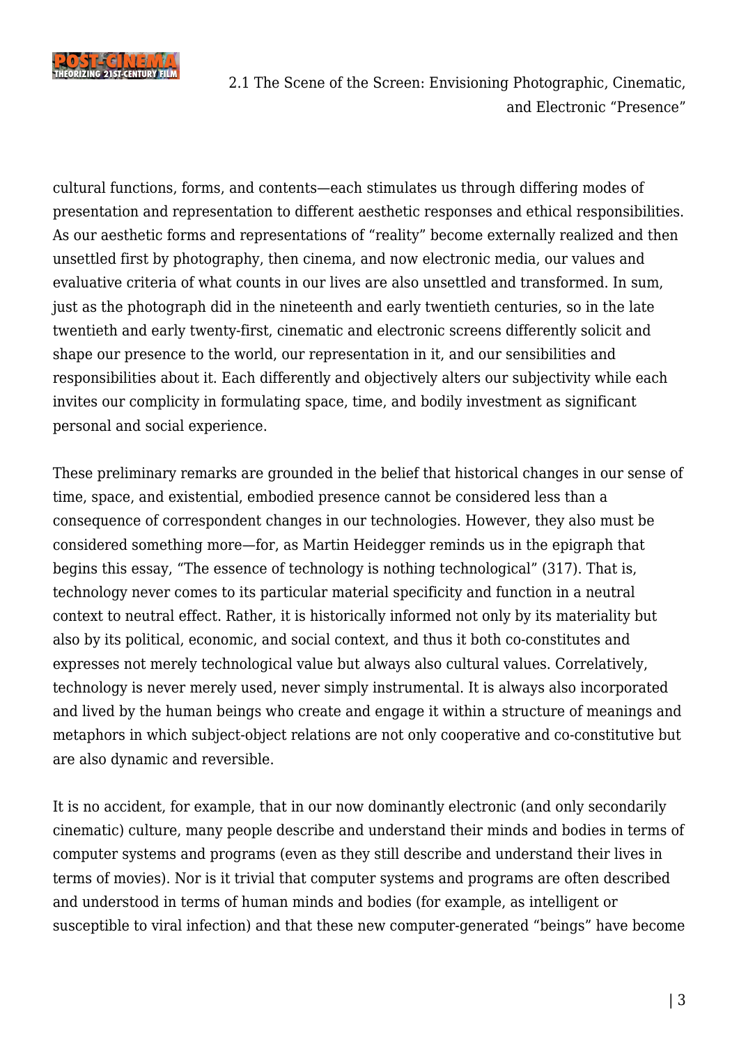cultural functions, forms, and contents—each stimulates us through differing modes of presentation and representation to different aesthetic responses and ethical responsibilities. As our aesthetic forms and representations of "reality" become externally realized and then unsettled first by photography, then cinema, and now electronic media, our values and evaluative criteria of what counts in our lives are also unsettled and transformed. In sum, just as the photograph did in the nineteenth and early twentieth centuries, so in the late twentieth and early twenty-first, cinematic and electronic screens differently solicit and shape our presence to the world, our representation in it, and our sensibilities and responsibilities about it. Each differently and objectively alters our subjectivity while each invites our complicity in formulating space, time, and bodily investment as significant personal and social experience.

These preliminary remarks are grounded in the belief that historical changes in our sense of time, space, and existential, embodied presence cannot be considered less than a consequence of correspondent changes in our technologies. However, they also must be considered something more—for, as Martin Heidegger reminds us in the epigraph that begins this essay, "The essence of technology is nothing technological" (317). That is, technology never comes to its particular material specificity and function in a neutral context to neutral effect. Rather, it is historically informed not only by its materiality but also by its political, economic, and social context, and thus it both co-constitutes and expresses not merely technological value but always also cultural values. Correlatively, technology is never merely used, never simply instrumental. It is always also incorporated and lived by the human beings who create and engage it within a structure of meanings and metaphors in which subject-object relations are not only cooperative and co-constitutive but are also dynamic and reversible.

It is no accident, for example, that in our now dominantly electronic (and only secondarily cinematic) culture, many people describe and understand their minds and bodies in terms of computer systems and programs (even as they still describe and understand their lives in terms of movies). Nor is it trivial that computer systems and programs are often described and understood in terms of human minds and bodies (for example, as intelligent or susceptible to viral infection) and that these new computer-generated "beings" have become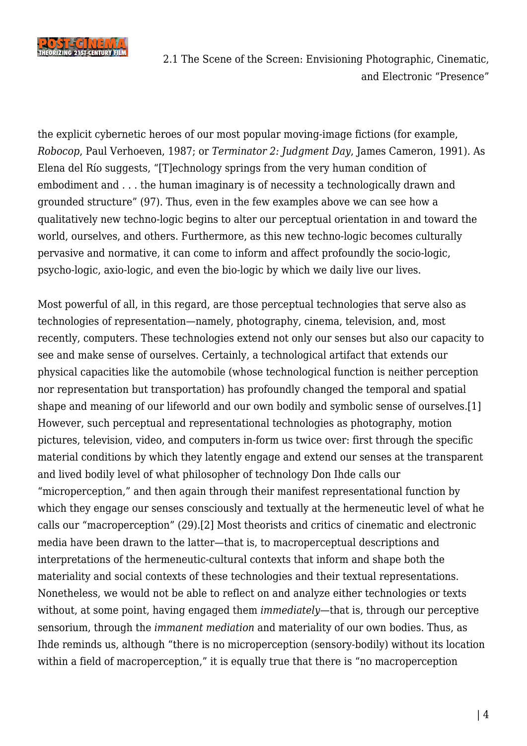the explicit cybernetic heroes of our most popular moving-image fictions (for example, *Robocop*, Paul Verhoeven, 1987; or *Terminator 2: Judgment Day*, James Cameron, 1991). As Elena del Río suggests, "[T]echnology springs from the very human condition of embodiment and . . . the human imaginary is of necessity a technologically drawn and grounded structure" (97). Thus, even in the few examples above we can see how a qualitatively new techno-logic begins to alter our perceptual orientation in and toward the world, ourselves, and others. Furthermore, as this new techno-logic becomes culturally pervasive and normative, it can come to inform and affect profoundly the socio-logic, psycho-logic, axio-logic, and even the bio-logic by which we daily live our lives.

Most powerful of all, in this regard, are those perceptual technologies that serve also as technologies of representation—namely, photography, cinema, television, and, most recently, computers. These technologies extend not only our senses but also our capacity to see and make sense of ourselves. Certainly, a technological artifact that extends our physical capacities like the automobile (whose technological function is neither perception nor representation but transportation) has profoundly changed the temporal and spatial shape and meaning of our lifeworld and our own bodily and symbolic sense of ourselves.[1] However, such perceptual and representational technologies as photography, motion pictures, television, video, and computers in-form us twice over: first through the specific material conditions by which they latently engage and extend our senses at the transparent and lived bodily level of what philosopher of technology Don Ihde calls our "microperception," and then again through their manifest representational function by which they engage our senses consciously and textually at the hermeneutic level of what he calls our "macroperception" (29).[2] Most theorists and critics of cinematic and electronic media have been drawn to the latter—that is, to macroperceptual descriptions and interpretations of the hermeneutic-cultural contexts that inform and shape both the materiality and social contexts of these technologies and their textual representations. Nonetheless, we would not be able to reflect on and analyze either technologies or texts without, at some point, having engaged them *immediately*—that is, through our perceptive sensorium, through the *immanent mediation* and materiality of our own bodies. Thus, as Ihde reminds us, although "there is no microperception (sensory-bodily) without its location within a field of macroperception," it is equally true that there is "no macroperception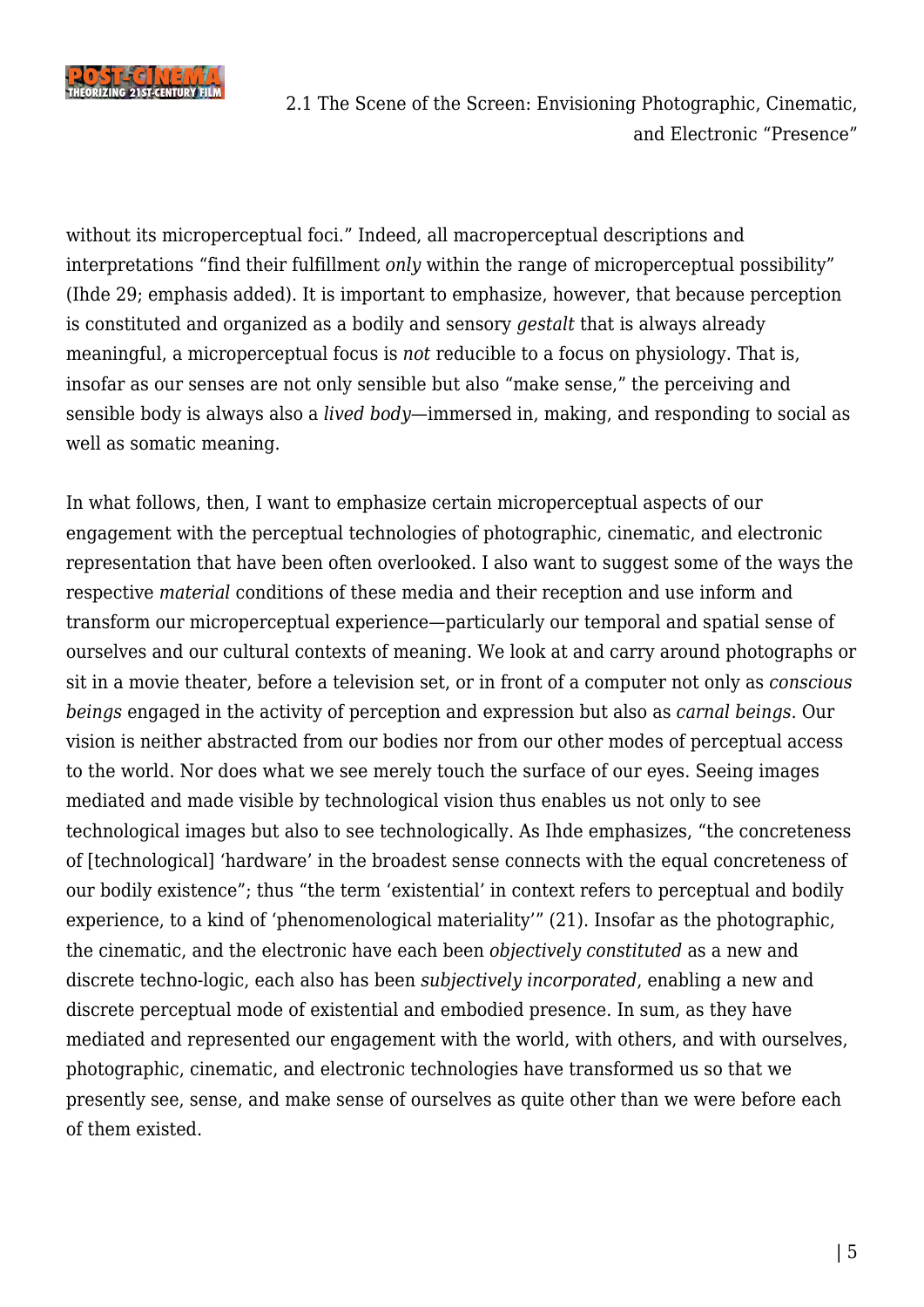without its microperceptual foci.” Indeed, all macroperceptual descriptions and interpretations “find their fulfillment *only* within the range of microperceptual possibility” (Ihde 29; emphasis added). It is important to emphasize, however, that because perception is constituted and organized as a bodily and sensory *gestalt* that is always already meaningful, a microperceptual focus is *not* reducible to a focus on physiology. That is, insofar as our senses are not only sensible but also “make sense,” the perceiving and sensible body is always also a *lived body*—immersed in, making, and responding to social as well as somatic meaning.

In what follows, then, I want to emphasize certain microperceptual aspects of our engagement with the perceptual technologies of photographic, cinematic, and electronic representation that have been often overlooked. I also want to suggest some of the ways the respective *material* conditions of these media and their reception and use inform and transform our microperceptual experience—particularly our temporal and spatial sense of ourselves and our cultural contexts of meaning. We look at and carry around photographs or sit in a movie theater, before a television set, or in front of a computer not only as *conscious beings* engaged in the activity of perception and expression but also as *carnal beings.* Our vision is neither abstracted from our bodies nor from our other modes of perceptual access to the world. Nor does what we see merely touch the surface of our eyes. Seeing images mediated and made visible by technological vision thus enables us not only to see technological images but also to see technologically. As Ihde emphasizes, “the concreteness of [technological] ‘hardware’ in the broadest sense connects with the equal concreteness of our bodily existence”; thus “the term ‘existential’ in context refers to perceptual and bodily experience, to a kind of ‘phenomenological materiality’” (21). Insofar as the photographic, the cinematic, and the electronic have each been *objectively constituted* as a new and discrete techno-logic, each also has been *subjectively incorporated*, enabling a new and discrete perceptual mode of existential and embodied presence. In sum, as they have mediated and represented our engagement with the world, with others, and with ourselves, photographic, cinematic, and electronic technologies have transformed us so that we presently see, sense, and make sense of ourselves as quite other than we were before each of them existed.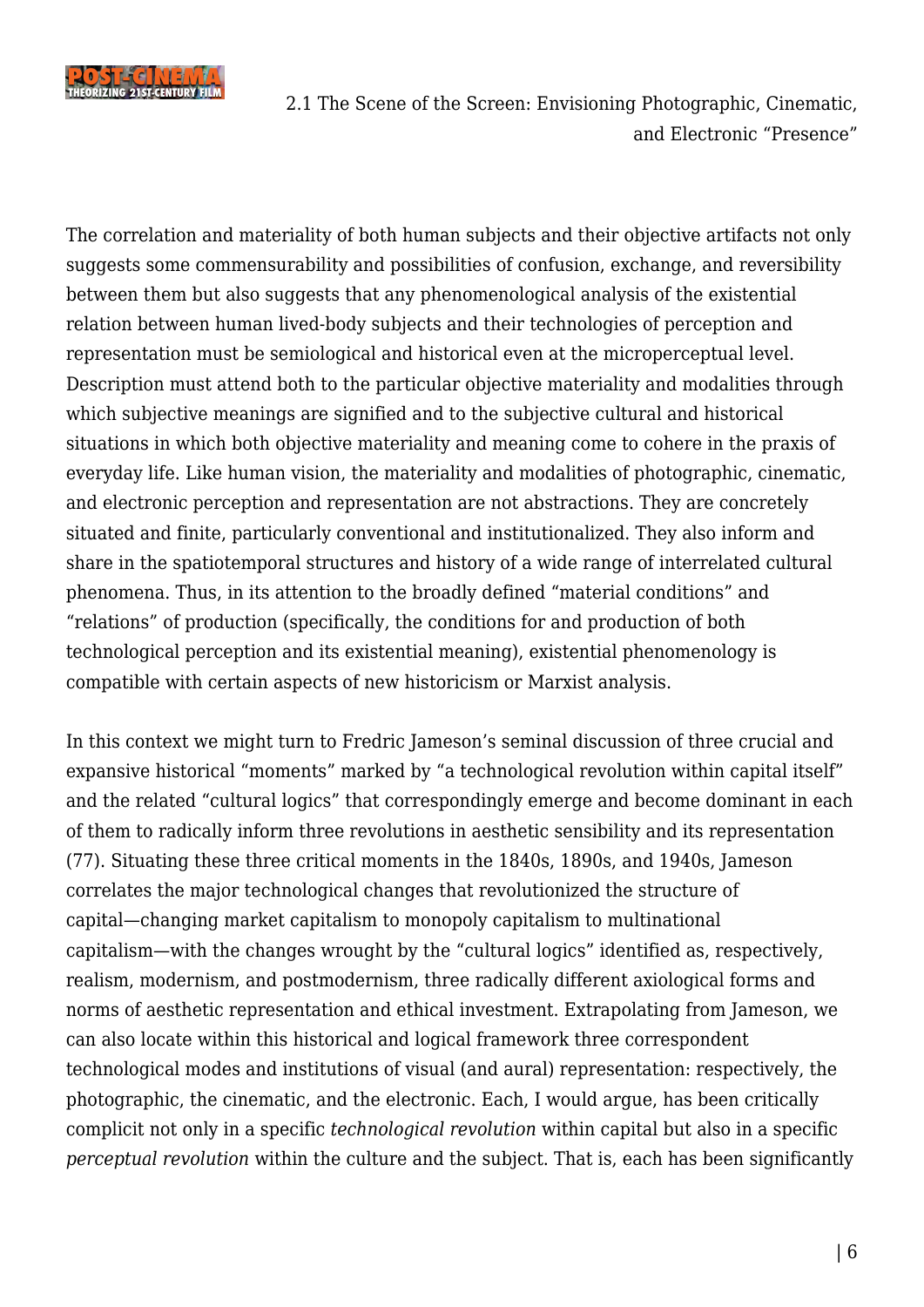The correlation and materiality of both human subjects and their objective artifacts not only suggests some commensurability and possibilities of confusion, exchange, and reversibility between them but also suggests that any phenomenological analysis of the existential relation between human lived-body subjects and their technologies of perception and representation must be semiological and historical even at the microperceptual level. Description must attend both to the particular objective materiality and modalities through which subjective meanings are signified and to the subjective cultural and historical situations in which both objective materiality and meaning come to cohere in the praxis of everyday life. Like human vision, the materiality and modalities of photographic, cinematic, and electronic perception and representation are not abstractions. They are concretely situated and finite, particularly conventional and institutionalized. They also inform and share in the spatiotemporal structures and history of a wide range of interrelated cultural phenomena. Thus, in its attention to the broadly defined "material conditions" and "relations" of production (specifically, the conditions for and production of both technological perception and its existential meaning), existential phenomenology is compatible with certain aspects of new historicism or Marxist analysis.

In this context we might turn to Fredric Jameson's seminal discussion of three crucial and expansive historical "moments" marked by "a technological revolution within capital itself" and the related "cultural logics" that correspondingly emerge and become dominant in each of them to radically inform three revolutions in aesthetic sensibility and its representation (77). Situating these three critical moments in the 1840s, 1890s, and 1940s, Jameson correlates the major technological changes that revolutionized the structure of capital—changing market capitalism to monopoly capitalism to multinational capitalism—with the changes wrought by the "cultural logics" identified as, respectively, realism, modernism, and postmodernism, three radically different axiological forms and norms of aesthetic representation and ethical investment. Extrapolating from Jameson, we can also locate within this historical and logical framework three correspondent technological modes and institutions of visual (and aural) representation: respectively, the photographic, the cinematic, and the electronic. Each, I would argue, has been critically complicit not only in a specific *technological revolution* within capital but also in a specific *perceptual revolution* within the culture and the subject. That is, each has been significantly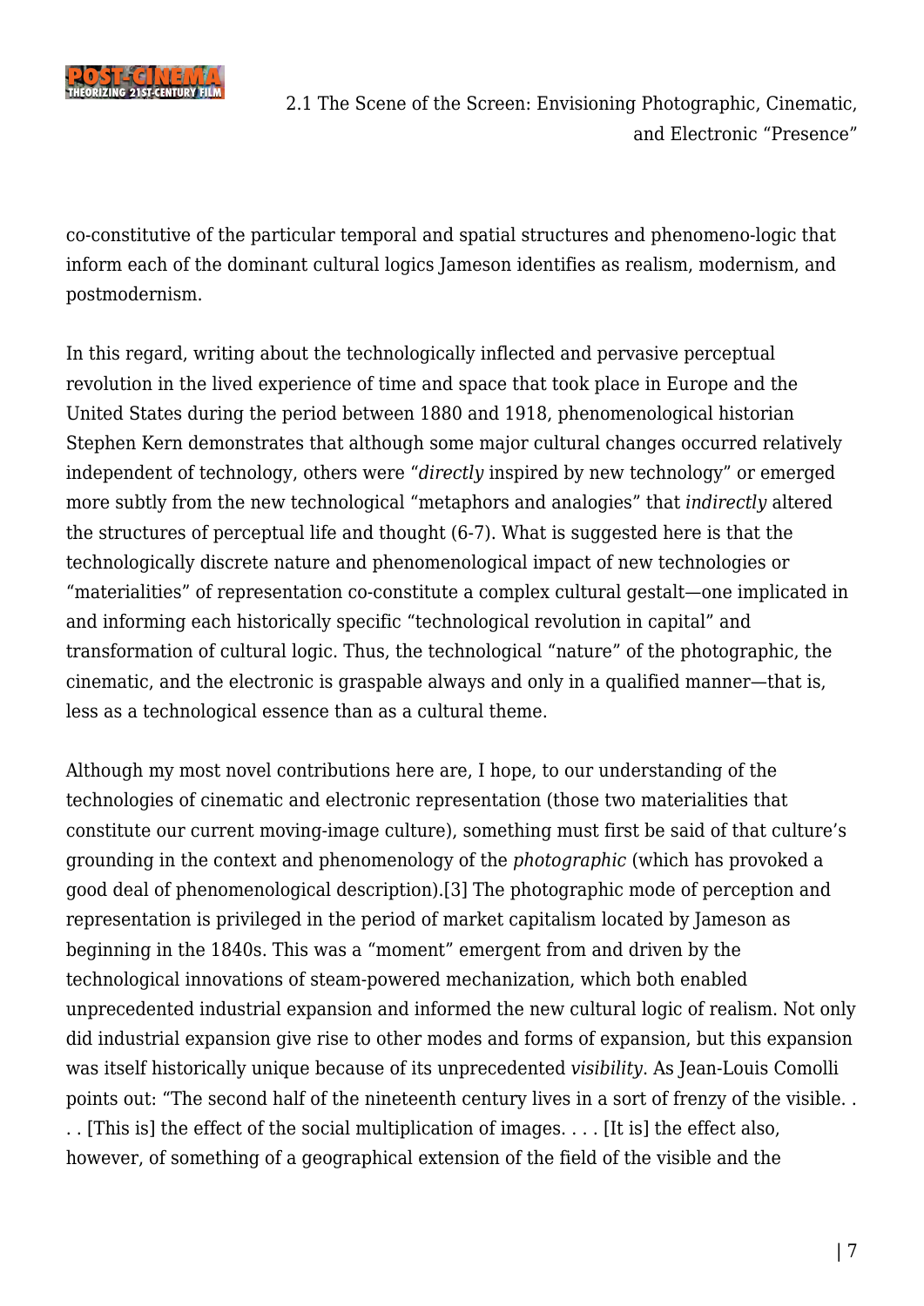co-constitutive of the particular temporal and spatial structures and phenomeno-logic that inform each of the dominant cultural logics Jameson identifies as realism, modernism, and postmodernism.

In this regard, writing about the technologically inflected and pervasive perceptual revolution in the lived experience of time and space that took place in Europe and the United States during the period between 1880 and 1918, phenomenological historian Stephen Kern demonstrates that although some major cultural changes occurred relatively independent of technology, others were "*directly* inspired by new technology" or emerged more subtly from the new technological "metaphors and analogies" that *indirectly* altered the structures of perceptual life and thought (6-7). What is suggested here is that the technologically discrete nature and phenomenological impact of new technologies or "materialities" of representation co-constitute a complex cultural gestalt—one implicated in and informing each historically specific "technological revolution in capital" and transformation of cultural logic. Thus, the technological "nature" of the photographic, the cinematic, and the electronic is graspable always and only in a qualified manner—that is, less as a technological essence than as a cultural theme.

Although my most novel contributions here are, I hope, to our understanding of the technologies of cinematic and electronic representation (those two materialities that constitute our current moving-image culture), something must first be said of that culture's grounding in the context and phenomenology of the *photographic* (which has provoked a good deal of phenomenological description).[3] The photographic mode of perception and representation is privileged in the period of market capitalism located by Jameson as beginning in the 1840s. This was a "moment" emergent from and driven by the technological innovations of steam-powered mechanization, which both enabled unprecedented industrial expansion and informed the new cultural logic of realism. Not only did industrial expansion give rise to other modes and forms of expansion, but this expansion was itself historically unique because of its unprecedented *visibility*. As Jean-Louis Comolli points out: "The second half of the nineteenth century lives in a sort of frenzy of the visible. . . . [This is] the effect of the social multiplication of images. . . . [It is] the effect also, however, of something of a geographical extension of the field of the visible and the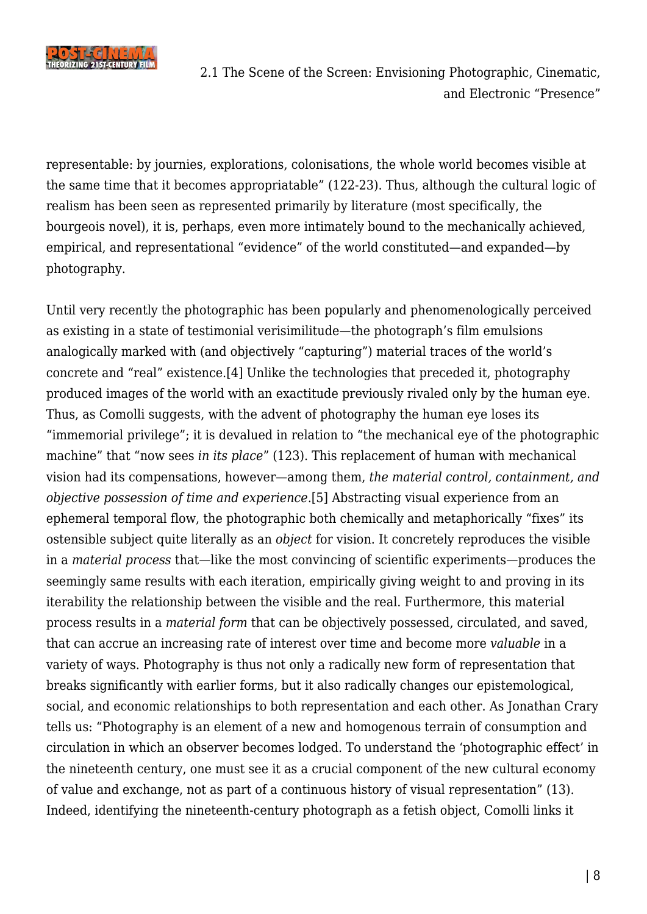representable: by journies, explorations, colonisations, the whole world becomes visible at the same time that it becomes appropriatable" (122-23). Thus, although the cultural logic of realism has been seen as represented primarily by literature (most specifically, the bourgeois novel), it is, perhaps, even more intimately bound to the mechanically achieved, empirical, and representational "evidence" of the world constituted—and expanded—by photography.

Until very recently the photographic has been popularly and phenomenologically perceived as existing in a state of testimonial verisimilitude—the photograph's film emulsions analogically marked with (and objectively "capturing") material traces of the world's concrete and "real" existence.[4] Unlike the technologies that preceded it, photography produced images of the world with an exactitude previously rivaled only by the human eye. Thus, as Comolli suggests, with the advent of photography the human eye loses its "immemorial privilege"; it is devalued in relation to "the mechanical eye of the photographic machine" that "now sees *in its place*" (123). This replacement of human with mechanical vision had its compensations, however—among them, *the material control, containment, and objective possession of time and experience*.[5] Abstracting visual experience from an ephemeral temporal flow, the photographic both chemically and metaphorically "fixes" its ostensible subject quite literally as an *object* for vision. It concretely reproduces the visible in a *material process* that—like the most convincing of scientific experiments—produces the seemingly same results with each iteration, empirically giving weight to and proving in its iterability the relationship between the visible and the real. Furthermore, this material process results in a *material form* that can be objectively possessed, circulated, and saved, that can accrue an increasing rate of interest over time and become more *valuable* in a variety of ways. Photography is thus not only a radically new form of representation that breaks significantly with earlier forms, but it also radically changes our epistemological, social, and economic relationships to both representation and each other. As Jonathan Crary tells us: "Photography is an element of a new and homogenous terrain of consumption and circulation in which an observer becomes lodged. To understand the 'photographic effect' in the nineteenth century, one must see it as a crucial component of the new cultural economy of value and exchange, not as part of a continuous history of visual representation" (13). Indeed, identifying the nineteenth-century photograph as a fetish object, Comolli links it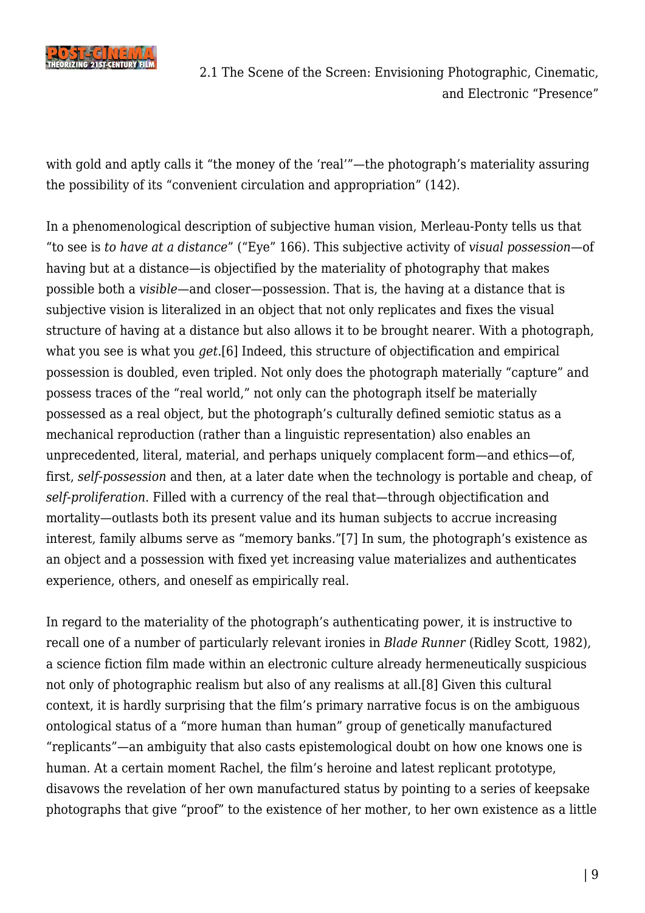with gold and aptly calls it "the money of the 'real'"—the photograph's materiality assuring the possibility of its "convenient circulation and appropriation" (142).

In a phenomenological description of subjective human vision, Merleau-Ponty tells us that "to see is *to have at a distance*" ("Eye" 166). This subjective activity of *visual possession*—of having but at a distance—is objectified by the materiality of photography that makes possible both a *visible*—and closer—possession. That is, the having at a distance that is subjective vision is literalized in an object that not only replicates and fixes the visual structure of having at a distance but also allows it to be brought nearer. With a photograph, what you see is what you *get*.[6] Indeed, this structure of objectification and empirical possession is doubled, even tripled. Not only does the photograph materially "capture" and possess traces of the "real world," not only can the photograph itself be materially possessed as a real object, but the photograph's culturally defined semiotic status as a mechanical reproduction (rather than a linguistic representation) also enables an unprecedented, literal, material, and perhaps uniquely complacent form—and ethics—of, first, *self-possession* and then, at a later date when the technology is portable and cheap, of *self-proliferation*. Filled with a currency of the real that—through objectification and mortality—outlasts both its present value and its human subjects to accrue increasing interest, family albums serve as "memory banks."[7] In sum, the photograph's existence as an object and a possession with fixed yet increasing value materializes and authenticates experience, others, and oneself as empirically real.

In regard to the materiality of the photograph's authenticating power, it is instructive to recall one of a number of particularly relevant ironies in *Blade Runner* (Ridley Scott, 1982), a science fiction film made within an electronic culture already hermeneutically suspicious not only of photographic realism but also of any realisms at all.[8] Given this cultural context, it is hardly surprising that the film's primary narrative focus is on the ambiguous ontological status of a "more human than human" group of genetically manufactured "replicants"—an ambiguity that also casts epistemological doubt on how one knows one is human. At a certain moment Rachel, the film's heroine and latest replicant prototype, disavows the revelation of her own manufactured status by pointing to a series of keepsake photographs that give "proof" to the existence of her mother, to her own existence as a little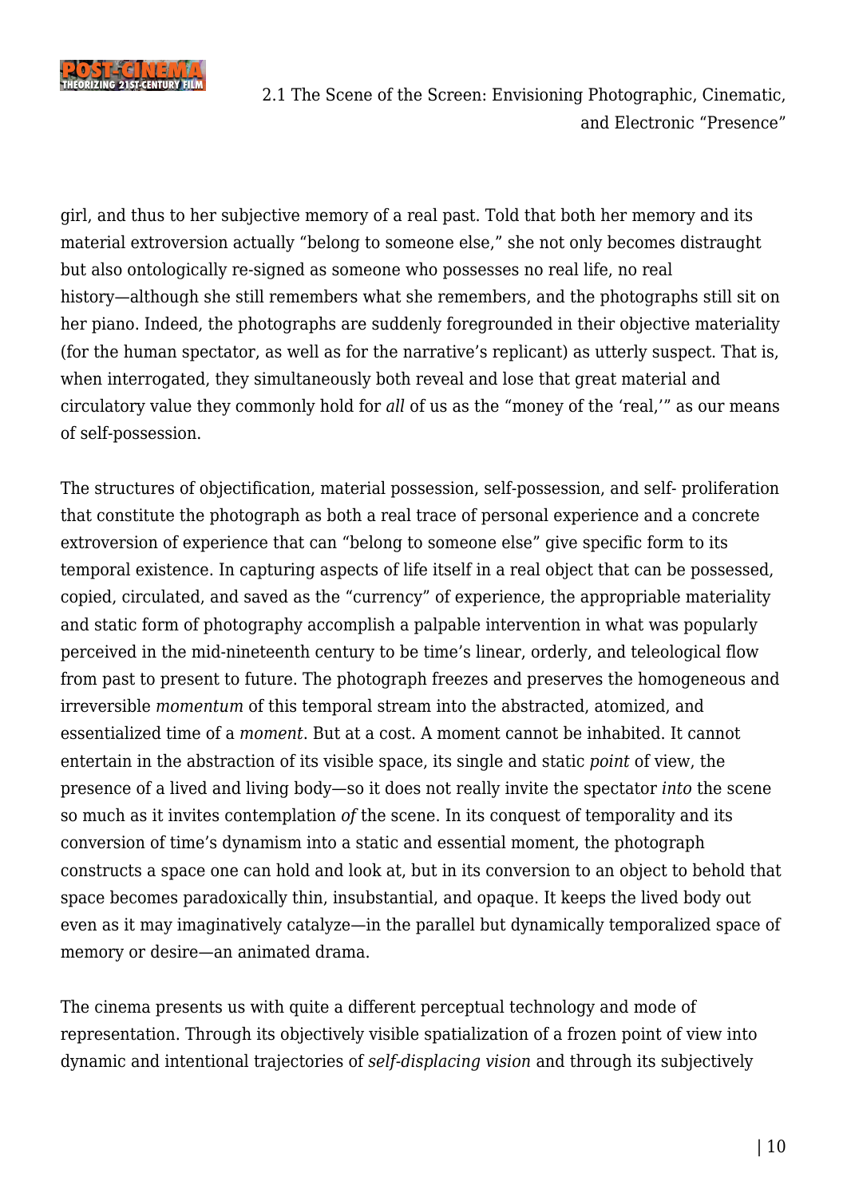girl, and thus to her subjective memory of a real past. Told that both her memory and its material extroversion actually "belong to someone else," she not only becomes distraught but also ontologically re-signed as someone who possesses no real life, no real history—although she still remembers what she remembers, and the photographs still sit on her piano. Indeed, the photographs are suddenly foregrounded in their objective materiality (for the human spectator, as well as for the narrative's replicant) as utterly suspect. That is, when interrogated, they simultaneously both reveal and lose that great material and circulatory value they commonly hold for *all* of us as the "money of the 'real,'" as our means of self-possession.

The structures of objectification, material possession, self-possession, and self- proliferation that constitute the photograph as both a real trace of personal experience and a concrete extroversion of experience that can "belong to someone else" give specific form to its temporal existence. In capturing aspects of life itself in a real object that can be possessed, copied, circulated, and saved as the "currency" of experience, the appropriable materiality and static form of photography accomplish a palpable intervention in what was popularly perceived in the mid-nineteenth century to be time's linear, orderly, and teleological flow from past to present to future. The photograph freezes and preserves the homogeneous and irreversible *momentum* of this temporal stream into the abstracted, atomized, and essentialized time of a *moment*. But at a cost. A moment cannot be inhabited. It cannot entertain in the abstraction of its visible space, its single and static *point* of view, the presence of a lived and living body—so it does not really invite the spectator *into* the scene so much as it invites contemplation *of* the scene. In its conquest of temporality and its conversion of time's dynamism into a static and essential moment, the photograph constructs a space one can hold and look at, but in its conversion to an object to behold that space becomes paradoxically thin, insubstantial, and opaque. It keeps the lived body out even as it may imaginatively catalyze—in the parallel but dynamically temporalized space of memory or desire—an animated drama.

The cinema presents us with quite a different perceptual technology and mode of representation. Through its objectively visible spatialization of a frozen point of view into dynamic and intentional trajectories of *self-displacing vision* and through its subjectively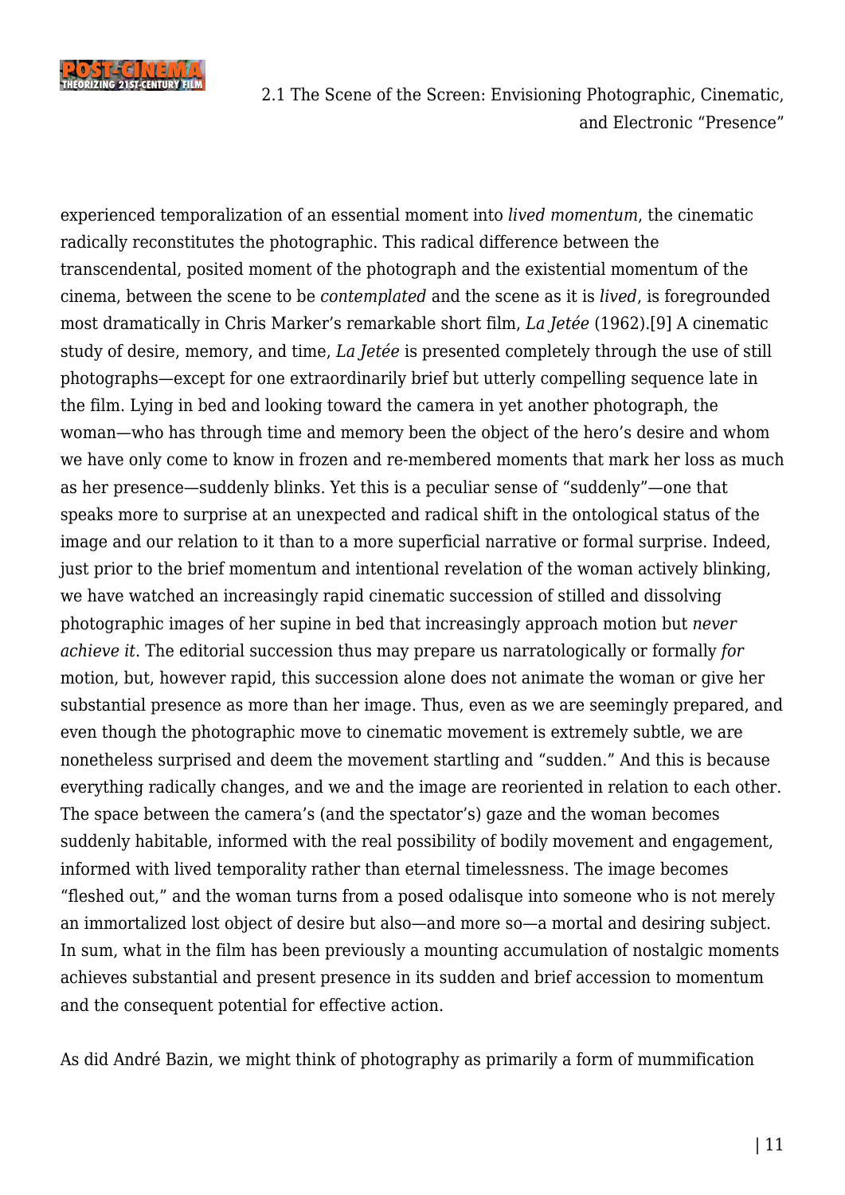experienced temporalization of an essential moment into *lived momentum*, the cinematic radically reconstitutes the photographic. This radical difference between the transcendental, posited moment of the photograph and the existential momentum of the cinema, between the scene to be *contemplated* and the scene as it is *lived*, is foregrounded most dramatically in Chris Marker's remarkable short film, *La Jetée* (1962).[9] A cinematic study of desire, memory, and time, *La Jetée* is presented completely through the use of still photographs—except for one extraordinarily brief but utterly compelling sequence late in the film. Lying in bed and looking toward the camera in yet another photograph, the woman—who has through time and memory been the object of the hero's desire and whom we have only come to know in frozen and re-membered moments that mark her loss as much as her presence—suddenly blinks. Yet this is a peculiar sense of "suddenly"—one that speaks more to surprise at an unexpected and radical shift in the ontological status of the image and our relation to it than to a more superficial narrative or formal surprise. Indeed, just prior to the brief momentum and intentional revelation of the woman actively blinking, we have watched an increasingly rapid cinematic succession of stilled and dissolving photographic images of her supine in bed that increasingly approach motion but *never achieve it*. The editorial succession thus may prepare us narratologically or formally *for* motion, but, however rapid, this succession alone does not animate the woman or give her substantial presence as more than her image. Thus, even as we are seemingly prepared, and even though the photographic move to cinematic movement is extremely subtle, we are nonetheless surprised and deem the movement startling and "sudden." And this is because everything radically changes, and we and the image are reoriented in relation to each other. The space between the camera's (and the spectator's) gaze and the woman becomes suddenly habitable, informed with the real possibility of bodily movement and engagement, informed with lived temporality rather than eternal timelessness. The image becomes "fleshed out," and the woman turns from a posed odalisque into someone who is not merely an immortalized lost object of desire but also—and more so—a mortal and desiring subject. In sum, what in the film has been previously a mounting accumulation of nostalgic moments achieves substantial and present presence in its sudden and brief accession to momentum and the consequent potential for effective action.

As did André Bazin, we might think of photography as primarily a form of mummification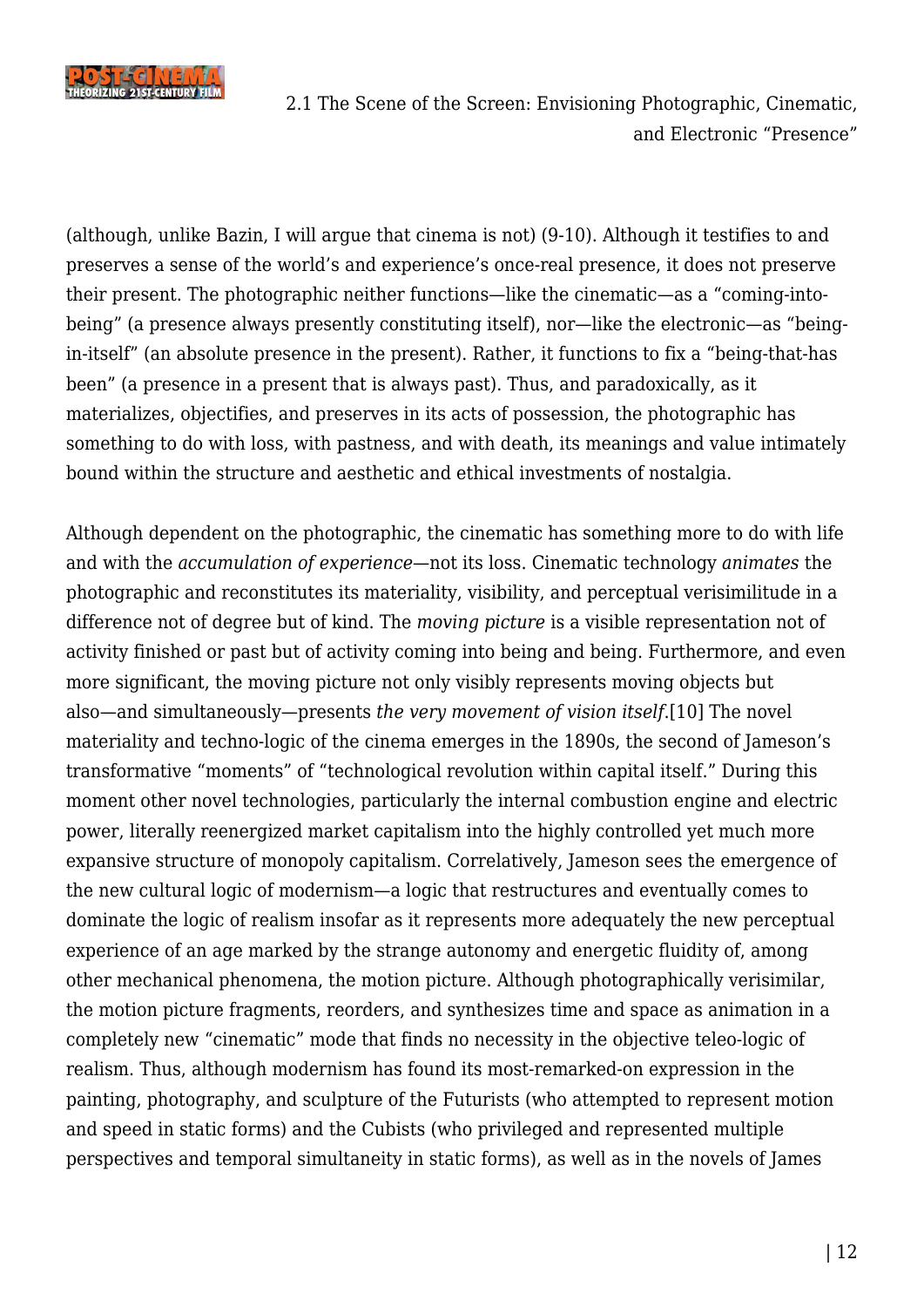(although, unlike Bazin, I will argue that cinema is not) (9-10). Although it testifies to and preserves a sense of the world's and experience's once-real presence, it does not preserve their present. The photographic neither functions—like the cinematic—as a "coming-into-being" (a presence always presently constituting itself), nor—like the electronic—as "being-in-itself" (an absolute presence in the present). Rather, it functions to fix a "being-that-has been" (a presence in a present that is always past). Thus, and paradoxically, as it materializes, objectifies, and preserves in its acts of possession, the photographic has something to do with loss, with pastness, and with death, its meanings and value intimately bound within the structure and aesthetic and ethical investments of nostalgia.

Although dependent on the photographic, the cinematic has something more to do with life and with the *accumulation of experience*—not its loss. Cinematic technology *animates* the photographic and reconstitutes its materiality, visibility, and perceptual verisimilitude in a difference not of degree but of kind. The *moving picture* is a visible representation not of activity finished or past but of activity coming into being and being. Furthermore, and even more significant, the moving picture not only visibly represents moving objects but also—and simultaneously—presents *the very movement of vision itself*.[10] The novel materiality and techno-logic of the cinema emerges in the 1890s, the second of Jameson's transformative "moments" of "technological revolution within capital itself." During this moment other novel technologies, particularly the internal combustion engine and electric power, literally reenergized market capitalism into the highly controlled yet much more expansive structure of monopoly capitalism. Correlatively, Jameson sees the emergence of the new cultural logic of modernism—a logic that restructures and eventually comes to dominate the logic of realism insofar as it represents more adequately the new perceptual experience of an age marked by the strange autonomy and energetic fluidity of, among other mechanical phenomena, the motion picture. Although photographically verisimilar, the motion picture fragments, reorders, and synthesizes time and space as animation in a completely new "cinematic" mode that finds no necessity in the objective teleo-logic of realism. Thus, although modernism has found its most-remarked-on expression in the painting, photography, and sculpture of the Futurists (who attempted to represent motion and speed in static forms) and the Cubists (who privileged and represented multiple perspectives and temporal simultaneity in static forms), as well as in the novels of James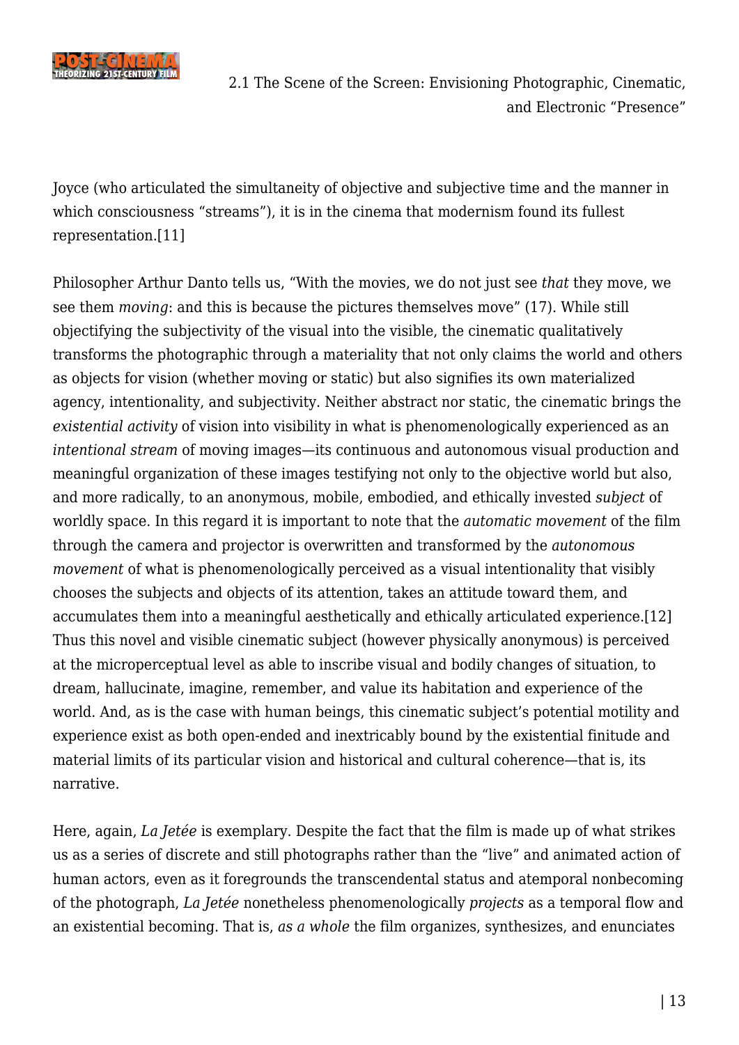Joyce (who articulated the simultaneity of objective and subjective time and the manner in which consciousness "streams"), it is in the cinema that modernism found its fullest representation.[11]

Philosopher Arthur Danto tells us, "With the movies, we do not just see *that* they move, we see them *moving*: and this is because the pictures themselves move" (17). While still objectifying the subjectivity of the visual into the visible, the cinematic qualitatively transforms the photographic through a materiality that not only claims the world and others as objects for vision (whether moving or static) but also signifies its own materialized agency, intentionality, and subjectivity. Neither abstract nor static, the cinematic brings the *existential activity* of vision into visibility in what is phenomenologically experienced as an *intentional stream* of moving images—its continuous and autonomous visual production and meaningful organization of these images testifying not only to the objective world but also, and more radically, to an anonymous, mobile, embodied, and ethically invested *subject* of worldly space. In this regard it is important to note that the *automatic movement* of the film through the camera and projector is overwritten and transformed by the *autonomous movement* of what is phenomenologically perceived as a visual intentionality that visibly chooses the subjects and objects of its attention, takes an attitude toward them, and accumulates them into a meaningful aesthetically and ethically articulated experience.[12] Thus this novel and visible cinematic subject (however physically anonymous) is perceived at the microperceptual level as able to inscribe visual and bodily changes of situation, to dream, hallucinate, imagine, remember, and value its habitation and experience of the world. And, as is the case with human beings, this cinematic subject's potential motility and experience exist as both open-ended and inextricably bound by the existential finitude and material limits of its particular vision and historical and cultural coherence—that is, its narrative.

Here, again, *La Jetée* is exemplary. Despite the fact that the film is made up of what strikes us as a series of discrete and still photographs rather than the "live" and animated action of human actors, even as it foregrounds the transcendental status and atemporal nonbecoming of the photograph, *La Jetée* nonetheless phenomenologically *projects* as a temporal flow and an existential becoming. That is, *as a whole* the film organizes, synthesizes, and enunciates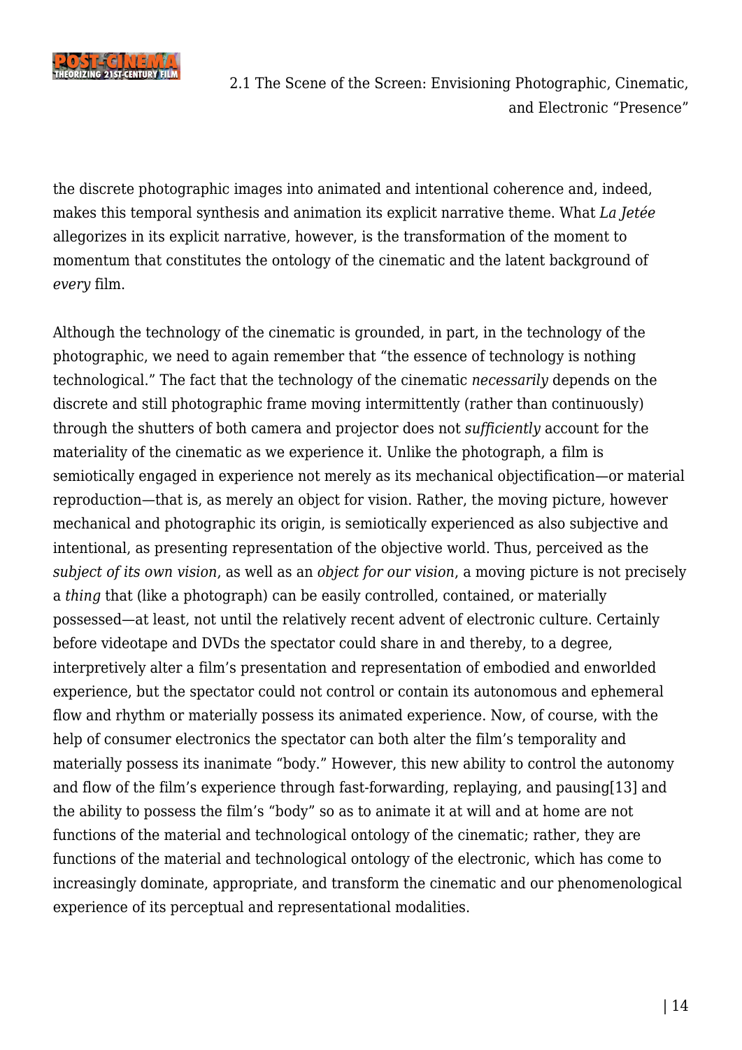the discrete photographic images into animated and intentional coherence and, indeed, makes this temporal synthesis and animation its explicit narrative theme. What *La Jetée* allegorizes in its explicit narrative, however, is the transformation of the moment to momentum that constitutes the ontology of the cinematic and the latent background of *every* film.

Although the technology of the cinematic is grounded, in part, in the technology of the photographic, we need to again remember that "the essence of technology is nothing technological." The fact that the technology of the cinematic *necessarily* depends on the discrete and still photographic frame moving intermittently (rather than continuously) through the shutters of both camera and projector does not *sufficiently* account for the materiality of the cinematic as we experience it. Unlike the photograph, a film is semiotically engaged in experience not merely as its mechanical objectification—or material reproduction—that is, as merely an object for vision. Rather, the moving picture, however mechanical and photographic its origin, is semiotically experienced as also subjective and intentional, as presenting representation of the objective world. Thus, perceived as the *subject of its own vision*, as well as an *object for our vision*, a moving picture is not precisely a *thing* that (like a photograph) can be easily controlled, contained, or materially possessed—at least, not until the relatively recent advent of electronic culture. Certainly before videotape and DVDs the spectator could share in and thereby, to a degree, interpretively alter a film's presentation and representation of embodied and enworlded experience, but the spectator could not control or contain its autonomous and ephemeral flow and rhythm or materially possess its animated experience. Now, of course, with the help of consumer electronics the spectator can both alter the film's temporality and materially possess its inanimate "body." However, this new ability to control the autonomy and flow of the film's experience through fast-forwarding, replaying, and pausing[13] and the ability to possess the film's "body" so as to animate it at will and at home are not functions of the material and technological ontology of the cinematic; rather, they are functions of the material and technological ontology of the electronic, which has come to increasingly dominate, appropriate, and transform the cinematic and our phenomenological experience of its perceptual and representational modalities.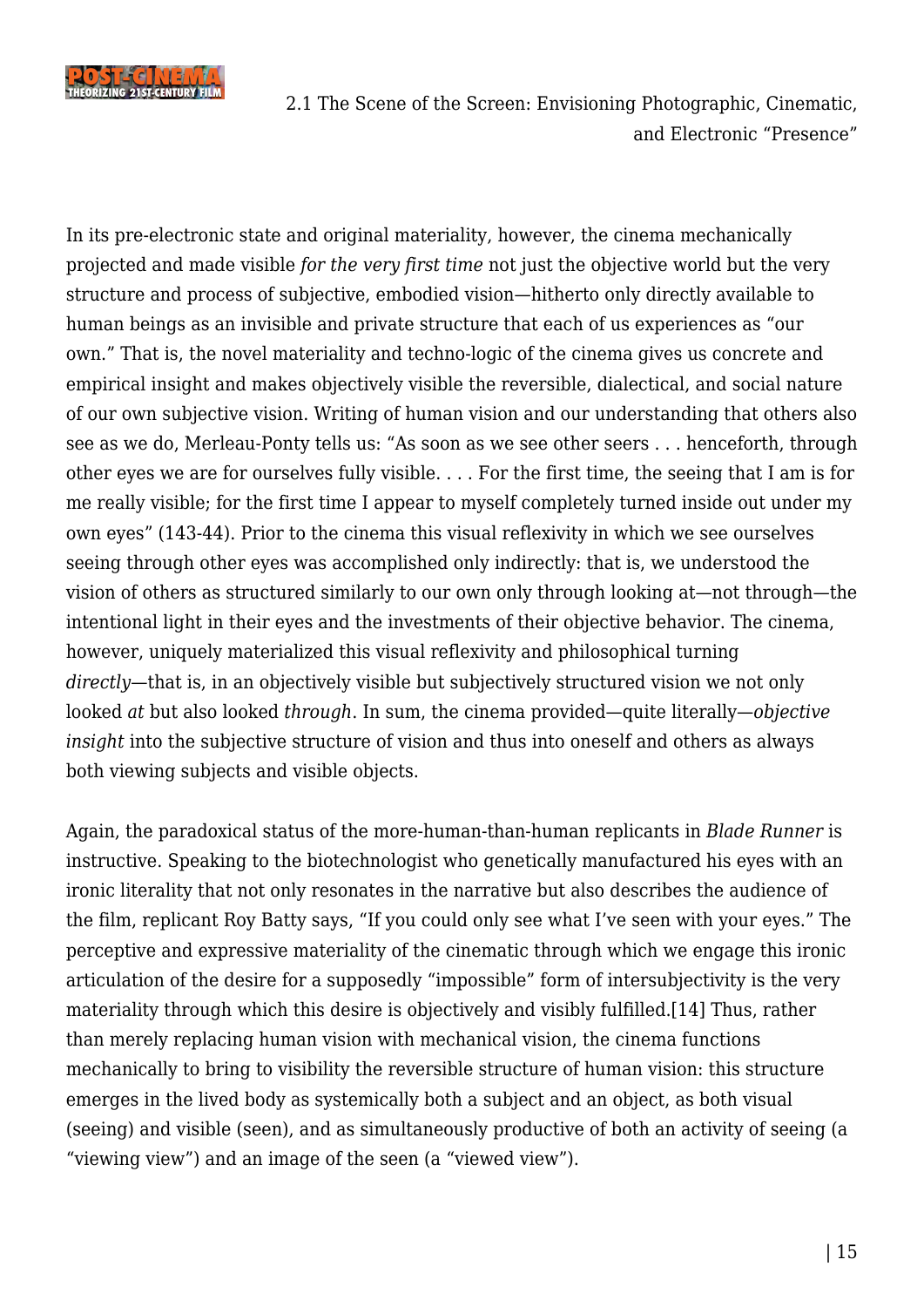In its pre-electronic state and original materiality, however, the cinema mechanically projected and made visible *for the very first time* not just the objective world but the very structure and process of subjective, embodied vision—hitherto only directly available to human beings as an invisible and private structure that each of us experiences as "our own." That is, the novel materiality and techno-logic of the cinema gives us concrete and empirical insight and makes objectively visible the reversible, dialectical, and social nature of our own subjective vision. Writing of human vision and our understanding that others also see as we do, Merleau-Ponty tells us: "As soon as we see other seers . . . henceforth, through other eyes we are for ourselves fully visible. . . . For the first time, the seeing that I am is for me really visible; for the first time I appear to myself completely turned inside out under my own eyes" (143-44). Prior to the cinema this visual reflexivity in which we see ourselves seeing through other eyes was accomplished only indirectly: that is, we understood the vision of others as structured similarly to our own only through looking at—not through—the intentional light in their eyes and the investments of their objective behavior. The cinema, however, uniquely materialized this visual reflexivity and philosophical turning *directly*—that is, in an objectively visible but subjectively structured vision we not only looked *at* but also looked *through*. In sum, the cinema provided—quite literally—*objective insight* into the subjective structure of vision and thus into oneself and others as always both viewing subjects and visible objects.

Again, the paradoxical status of the more-human-than-human replicants in *Blade Runner* is instructive. Speaking to the biotechnologist who genetically manufactured his eyes with an ironic literality that not only resonates in the narrative but also describes the audience of the film, replicant Roy Batty says, "If you could only see what I've seen with your eyes." The perceptive and expressive materiality of the cinematic through which we engage this ironic articulation of the desire for a supposedly "impossible" form of intersubjectivity is the very materiality through which this desire is objectively and visibly fulfilled.[14] Thus, rather than merely replacing human vision with mechanical vision, the cinema functions mechanically to bring to visibility the reversible structure of human vision: this structure emerges in the lived body as systemically both a subject and an object, as both visual (seeing) and visible (seen), and as simultaneously productive of both an activity of seeing (a "viewing view") and an image of the seen (a "viewed view").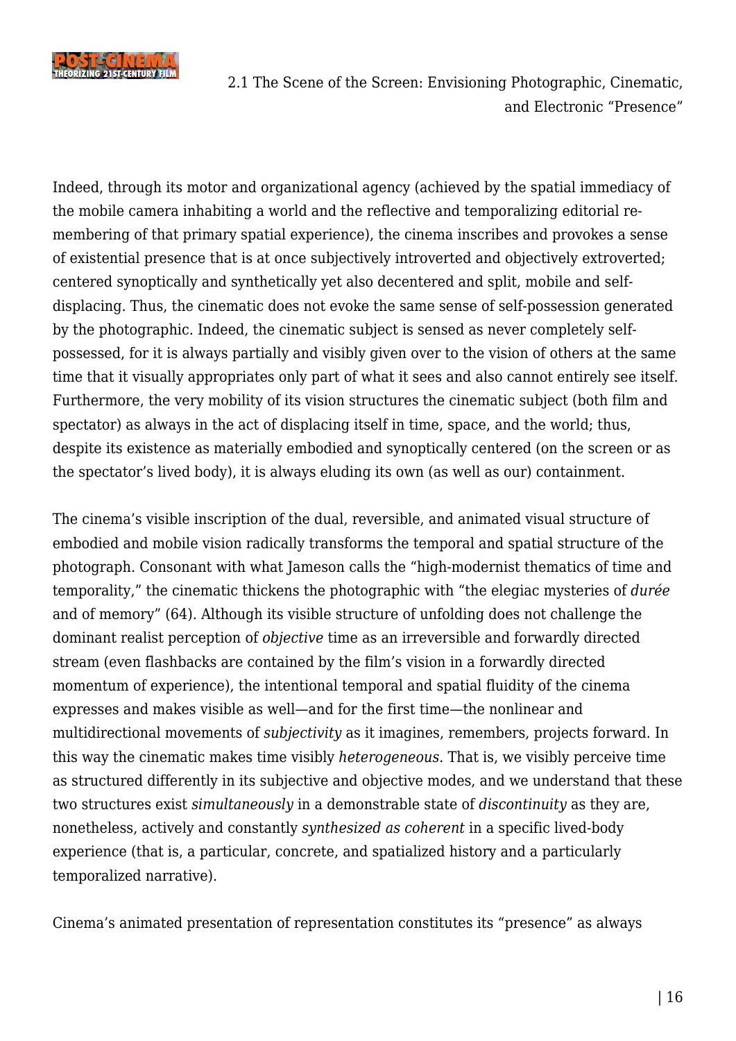Indeed, through its motor and organizational agency (achieved by the spatial immediacy of the mobile camera inhabiting a world and the reflective and temporalizing editorial re-membering of that primary spatial experience), the cinema inscribes and provokes a sense of existential presence that is at once subjectively introverted and objectively extroverted; centered synoptically and synthetically yet also decentered and split, mobile and self-displacing. Thus, the cinematic does not evoke the same sense of self-possession generated by the photographic. Indeed, the cinematic subject is sensed as never completely self-possessed, for it is always partially and visibly given over to the vision of others at the same time that it visually appropriates only part of what it sees and also cannot entirely see itself. Furthermore, the very mobility of its vision structures the cinematic subject (both film and spectator) as always in the act of displacing itself in time, space, and the world; thus, despite its existence as materially embodied and synoptically centered (on the screen or as the spectator's lived body), it is always eluding its own (as well as our) containment.

The cinema's visible inscription of the dual, reversible, and animated visual structure of embodied and mobile vision radically transforms the temporal and spatial structure of the photograph. Consonant with what Jameson calls the "high-modernist thematics of time and temporality," the cinematic thickens the photographic with "the elegiac mysteries of *durée* and of memory" (64). Although its visible structure of unfolding does not challenge the dominant realist perception of *objective* time as an irreversible and forwardly directed stream (even flashbacks are contained by the film's vision in a forwardly directed momentum of experience), the intentional temporal and spatial fluidity of the cinema expresses and makes visible as well—and for the first time—the nonlinear and multidirectional movements of *subjectivity* as it imagines, remembers, projects forward. In this way the cinematic makes time visibly *heterogeneous*. That is, we visibly perceive time as structured differently in its subjective and objective modes, and we understand that these two structures exist *simultaneously* in a demonstrable state of *discontinuity* as they are, nonetheless, actively and constantly *synthesized as coherent* in a specific lived-body experience (that is, a particular, concrete, and spatialized history and a particularly temporalized narrative).

Cinema's animated presentation of representation constitutes its "presence" as always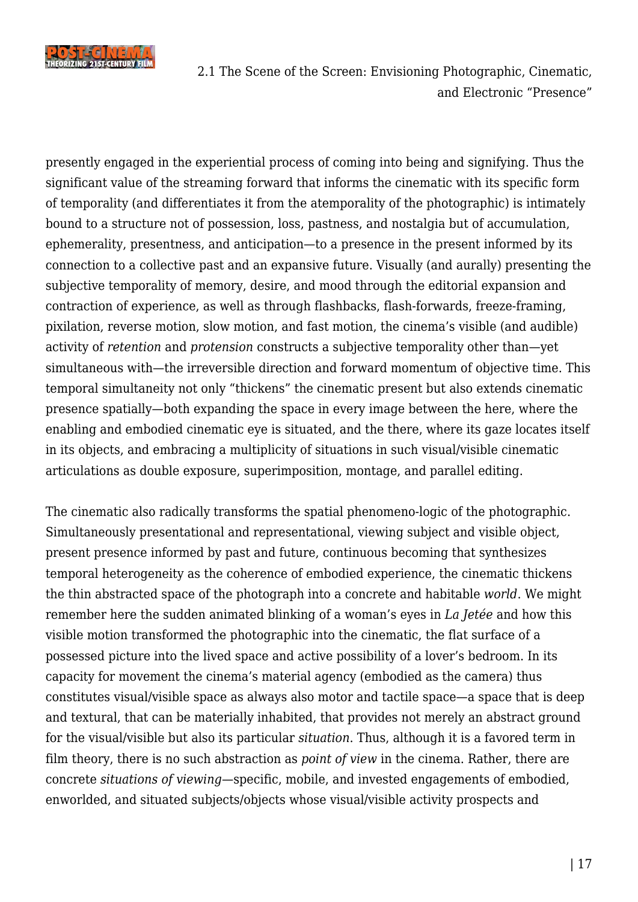presently engaged in the experiential process of coming into being and signifying. Thus the significant value of the streaming forward that informs the cinematic with its specific form of temporality (and differentiates it from the atemporality of the photographic) is intimately bound to a structure not of possession, loss, pastness, and nostalgia but of accumulation, ephemerality, presentness, and anticipation—to a presence in the present informed by its connection to a collective past and an expansive future. Visually (and aurally) presenting the subjective temporality of memory, desire, and mood through the editorial expansion and contraction of experience, as well as through flashbacks, flash-forwards, freeze-framing, pixilation, reverse motion, slow motion, and fast motion, the cinema's visible (and audible) activity of *retention* and *protension* constructs a subjective temporality other than—yet simultaneous with—the irreversible direction and forward momentum of objective time. This temporal simultaneity not only "thickens" the cinematic present but also extends cinematic presence spatially—both expanding the space in every image between the here, where the enabling and embodied cinematic eye is situated, and the there, where its gaze locates itself in its objects, and embracing a multiplicity of situations in such visual/visible cinematic articulations as double exposure, superimposition, montage, and parallel editing.

The cinematic also radically transforms the spatial phenomeno-logic of the photographic. Simultaneously presentational and representational, viewing subject and visible object, present presence informed by past and future, continuous becoming that synthesizes temporal heterogeneity as the coherence of embodied experience, the cinematic thickens the thin abstracted space of the photograph into a concrete and habitable *world*. We might remember here the sudden animated blinking of a woman's eyes in *La Jetée* and how this visible motion transformed the photographic into the cinematic, the flat surface of a possessed picture into the lived space and active possibility of a lover's bedroom. In its capacity for movement the cinema's material agency (embodied as the camera) thus constitutes visual/visible space as always also motor and tactile space—a space that is deep and textural, that can be materially inhabited, that provides not merely an abstract ground for the visual/visible but also its particular *situation*. Thus, although it is a favored term in film theory, there is no such abstraction as *point of view* in the cinema. Rather, there are concrete *situations of viewing*—specific, mobile, and invested engagements of embodied, enworlded, and situated subjects/objects whose visual/visible activity prospects and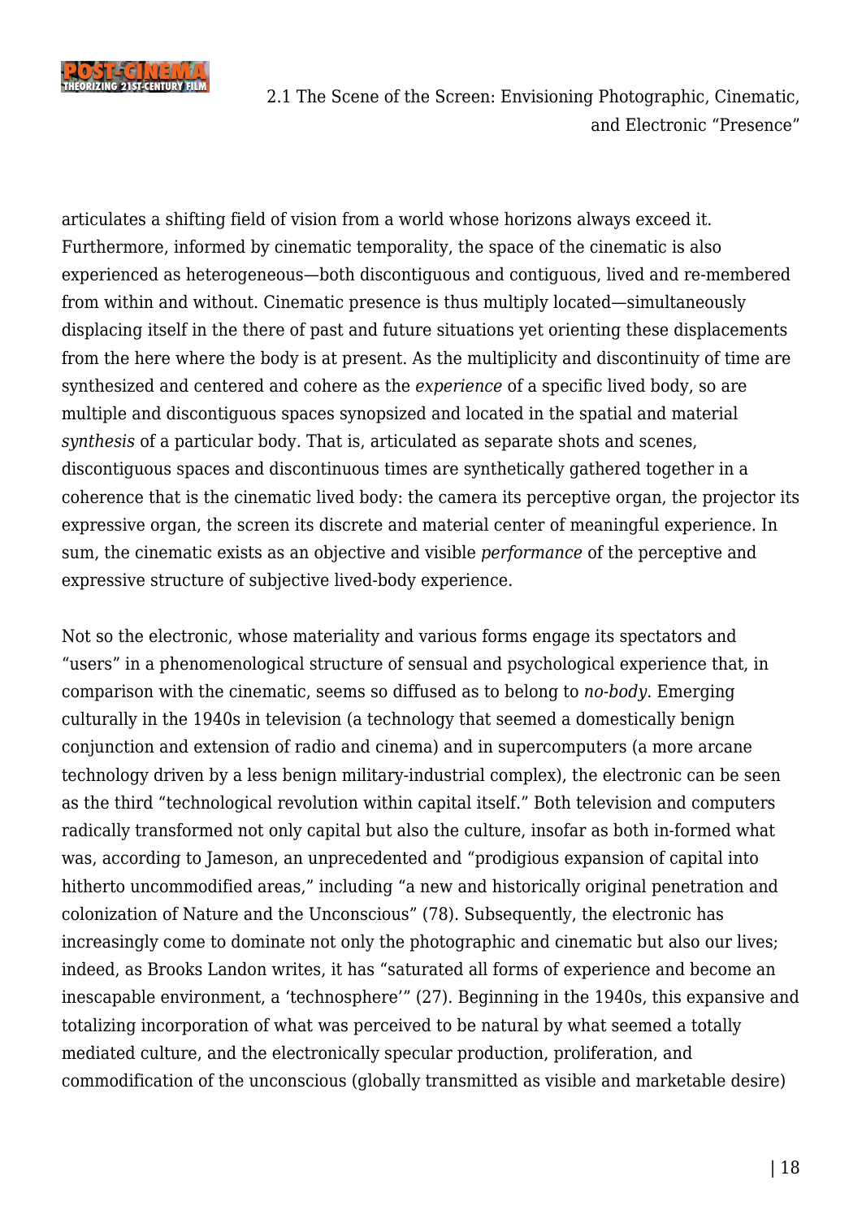articulates a shifting field of vision from a world whose horizons always exceed it. Furthermore, informed by cinematic temporality, the space of the cinematic is also experienced as heterogeneous—both discontiguous and contiguous, lived and re-membered from within and without. Cinematic presence is thus multiply located—simultaneously displacing itself in the there of past and future situations yet orienting these displacements from the here where the body is at present. As the multiplicity and discontinuity of time are synthesized and centered and cohere as the *experience* of a specific lived body, so are multiple and discontiguous spaces synopsized and located in the spatial and material *synthesis* of a particular body. That is, articulated as separate shots and scenes, discontiguous spaces and discontinuous times are synthetically gathered together in a coherence that is the cinematic lived body: the camera its perceptive organ, the projector its expressive organ, the screen its discrete and material center of meaningful experience. In sum, the cinematic exists as an objective and visible *performance* of the perceptive and expressive structure of subjective lived-body experience.

Not so the electronic, whose materiality and various forms engage its spectators and "users" in a phenomenological structure of sensual and psychological experience that, in comparison with the cinematic, seems so diffused as to belong to *no-body*. Emerging culturally in the 1940s in television (a technology that seemed a domestically benign conjunction and extension of radio and cinema) and in supercomputers (a more arcane technology driven by a less benign military-industrial complex), the electronic can be seen as the third "technological revolution within capital itself." Both television and computers radically transformed not only capital but also the culture, insofar as both in-formed what was, according to Jameson, an unprecedented and "prodigious expansion of capital into hitherto uncommodified areas," including "a new and historically original penetration and colonization of Nature and the Unconscious" (78). Subsequently, the electronic has increasingly come to dominate not only the photographic and cinematic but also our lives; indeed, as Brooks Landon writes, it has "saturated all forms of experience and become an inescapable environment, a 'technosphere'" (27). Beginning in the 1940s, this expansive and totalizing incorporation of what was perceived to be natural by what seemed a totally mediated culture, and the electronically specular production, proliferation, and commodification of the unconscious (globally transmitted as visible and marketable desire)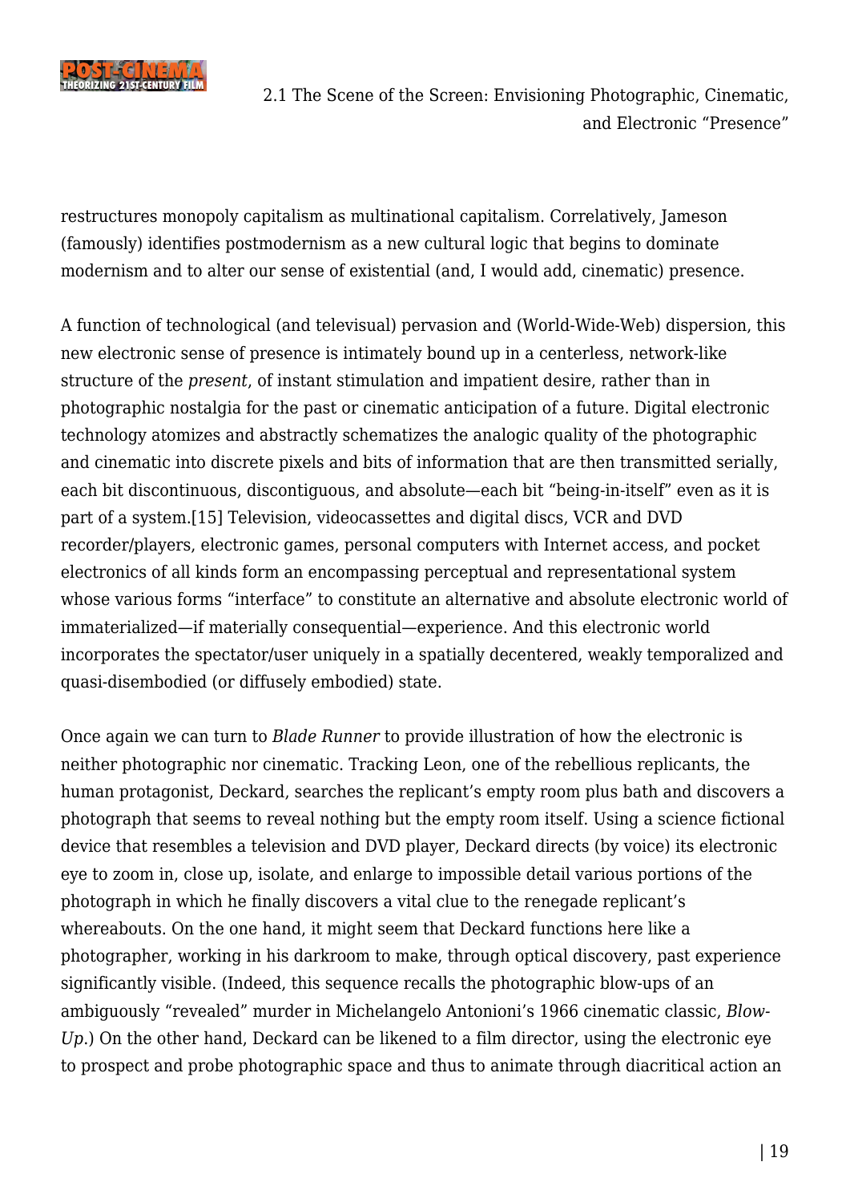restructures monopoly capitalism as multinational capitalism. Correlatively, Jameson (famously) identifies postmodernism as a new cultural logic that begins to dominate modernism and to alter our sense of existential (and, I would add, cinematic) presence.

A function of technological (and televisual) pervasion and (World-Wide-Web) dispersion, this new electronic sense of presence is intimately bound up in a centerless, network-like structure of the *present*, of instant stimulation and impatient desire, rather than in photographic nostalgia for the past or cinematic anticipation of a future. Digital electronic technology atomizes and abstractly schematizes the analogic quality of the photographic and cinematic into discrete pixels and bits of information that are then transmitted serially, each bit discontinuous, discontiguous, and absolute—each bit "being-in-itself" even as it is part of a system.[15] Television, videocassettes and digital discs, VCR and DVD recorder/players, electronic games, personal computers with Internet access, and pocket electronics of all kinds form an encompassing perceptual and representational system whose various forms "interface" to constitute an alternative and absolute electronic world of immaterialized—if materially consequential—experience. And this electronic world incorporates the spectator/user uniquely in a spatially decentered, weakly temporalized and quasi-disembodied (or diffusely embodied) state.

Once again we can turn to *Blade Runner* to provide illustration of how the electronic is neither photographic nor cinematic. Tracking Leon, one of the rebellious replicants, the human protagonist, Deckard, searches the replicant's empty room plus bath and discovers a photograph that seems to reveal nothing but the empty room itself. Using a science fictional device that resembles a television and DVD player, Deckard directs (by voice) its electronic eye to zoom in, close up, isolate, and enlarge to impossible detail various portions of the photograph in which he finally discovers a vital clue to the renegade replicant's whereabouts. On the one hand, it might seem that Deckard functions here like a photographer, working in his darkroom to make, through optical discovery, past experience significantly visible. (Indeed, this sequence recalls the photographic blow-ups of an ambiguously "revealed" murder in Michelangelo Antonioni's 1966 cinematic classic, *Blow-Up*.) On the other hand, Deckard can be likened to a film director, using the electronic eye to prospect and probe photographic space and thus to animate through diacritical action an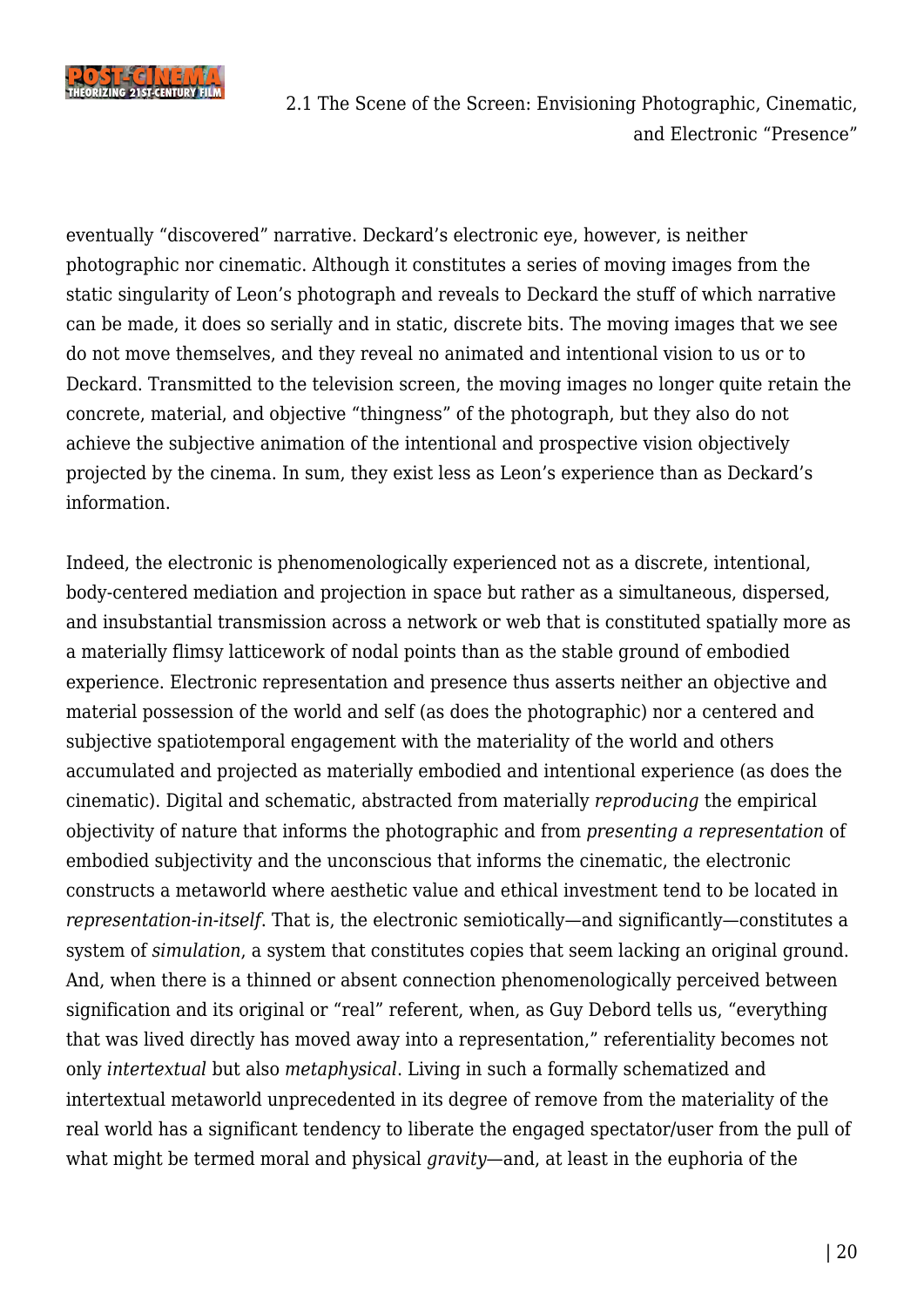eventually "discovered" narrative. Deckard's electronic eye, however, is neither photographic nor cinematic. Although it constitutes a series of moving images from the static singularity of Leon's photograph and reveals to Deckard the stuff of which narrative can be made, it does so serially and in static, discrete bits. The moving images that we see do not move themselves, and they reveal no animated and intentional vision to us or to Deckard. Transmitted to the television screen, the moving images no longer quite retain the concrete, material, and objective "thingness" of the photograph, but they also do not achieve the subjective animation of the intentional and prospective vision objectively projected by the cinema. In sum, they exist less as Leon's experience than as Deckard's information.

Indeed, the electronic is phenomenologically experienced not as a discrete, intentional, body-centered mediation and projection in space but rather as a simultaneous, dispersed, and insubstantial transmission across a network or web that is constituted spatially more as a materially flimsy latticework of nodal points than as the stable ground of embodied experience. Electronic representation and presence thus asserts neither an objective and material possession of the world and self (as does the photographic) nor a centered and subjective spatiotemporal engagement with the materiality of the world and others accumulated and projected as materially embodied and intentional experience (as does the cinematic). Digital and schematic, abstracted from materially *reproducing* the empirical objectivity of nature that informs the photographic and from *presenting a representation* of embodied subjectivity and the unconscious that informs the cinematic, the electronic constructs a metaworld where aesthetic value and ethical investment tend to be located in *representation-in-itself*. That is, the electronic semiotically—and significantly—constitutes a system of *simulation*, a system that constitutes copies that seem lacking an original ground. And, when there is a thinned or absent connection phenomenologically perceived between signification and its original or "real" referent, when, as Guy Debord tells us, "everything that was lived directly has moved away into a representation," referentiality becomes not only *intertextual* but also *metaphysical*. Living in such a formally schematized and intertextual metaworld unprecedented in its degree of remove from the materiality of the real world has a significant tendency to liberate the engaged spectator/user from the pull of what might be termed moral and physical *gravity*—and, at least in the euphoria of the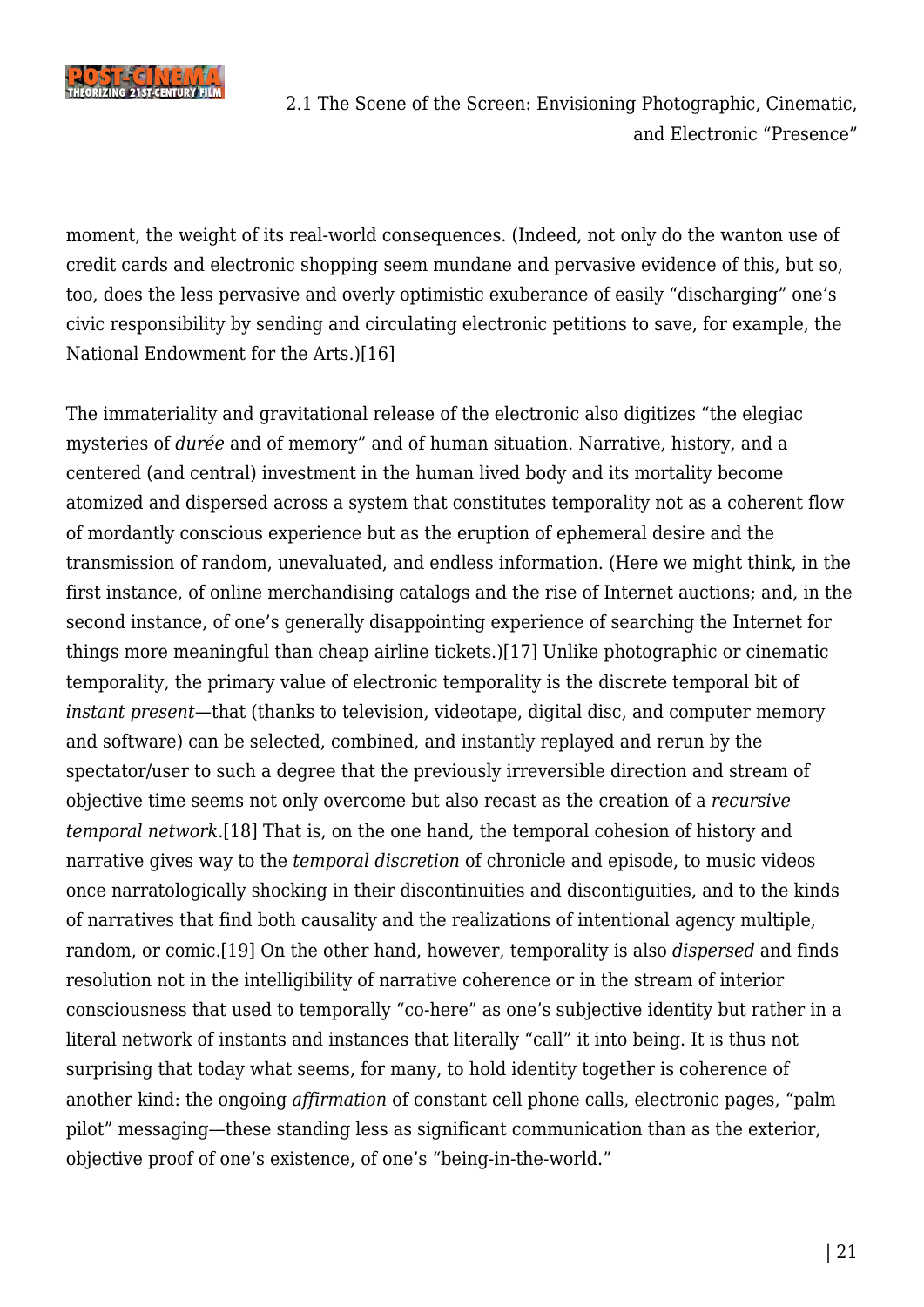moment, the weight of its real-world consequences. (Indeed, not only do the wanton use of credit cards and electronic shopping seem mundane and pervasive evidence of this, but so, too, does the less pervasive and overly optimistic exuberance of easily "discharging" one's civic responsibility by sending and circulating electronic petitions to save, for example, the National Endowment for the Arts.)[16]

The immateriality and gravitational release of the electronic also digitizes "the elegiac mysteries of *durée* and of memory" and of human situation. Narrative, history, and a centered (and central) investment in the human lived body and its mortality become atomized and dispersed across a system that constitutes temporality not as a coherent flow of mordantly conscious experience but as the eruption of ephemeral desire and the transmission of random, unevaluated, and endless information. (Here we might think, in the first instance, of online merchandising catalogs and the rise of Internet auctions; and, in the second instance, of one's generally disappointing experience of searching the Internet for things more meaningful than cheap airline tickets.)[17] Unlike photographic or cinematic temporality, the primary value of electronic temporality is the discrete temporal bit of *instant present*—that (thanks to television, videotape, digital disc, and computer memory and software) can be selected, combined, and instantly replayed and rerun by the spectator/user to such a degree that the previously irreversible direction and stream of objective time seems not only overcome but also recast as the creation of a *recursive temporal network*.[18] That is, on the one hand, the temporal cohesion of history and narrative gives way to the *temporal discretion* of chronicle and episode, to music videos once narratologically shocking in their discontinuities and discontiguities, and to the kinds of narratives that find both causality and the realizations of intentional agency multiple, random, or comic.[19] On the other hand, however, temporality is also *dispersed* and finds resolution not in the intelligibility of narrative coherence or in the stream of interior consciousness that used to temporally "co-here" as one's subjective identity but rather in a literal network of instants and instances that literally "call" it into being. It is thus not surprising that today what seems, for many, to hold identity together is coherence of another kind: the ongoing *affirmation* of constant cell phone calls, electronic pages, "palm pilot" messaging—these standing less as significant communication than as the exterior, objective proof of one's existence, of one's "being-in-the-world."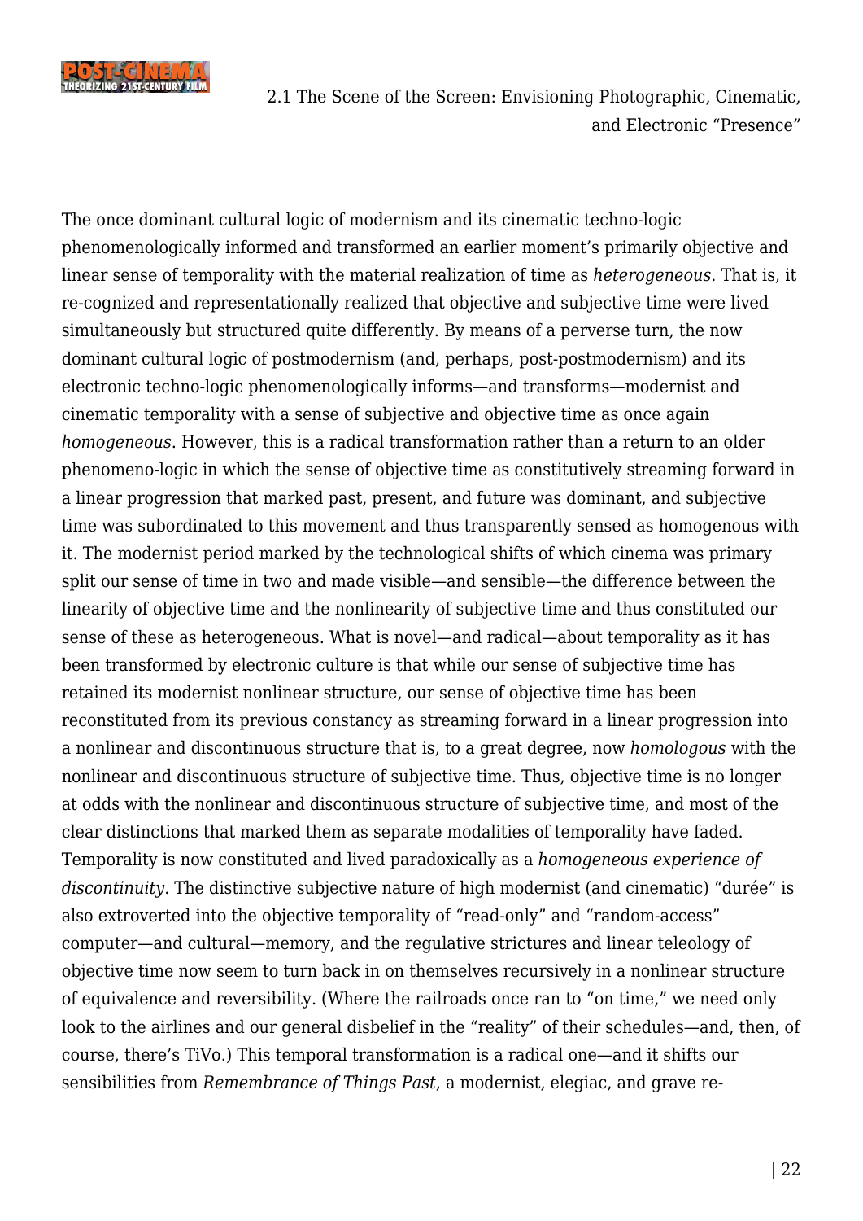The once dominant cultural logic of modernism and its cinematic techno-logic phenomenologically informed and transformed an earlier moment's primarily objective and linear sense of temporality with the material realization of time as *heterogeneous*. That is, it re-cognized and representationally realized that objective and subjective time were lived simultaneously but structured quite differently. By means of a perverse turn, the now dominant cultural logic of postmodernism (and, perhaps, post-postmodernism) and its electronic techno-logic phenomenologically informs—and transforms—modernist and cinematic temporality with a sense of subjective and objective time as once again *homogeneous*. However, this is a radical transformation rather than a return to an older phenomeno-logic in which the sense of objective time as constitutively streaming forward in a linear progression that marked past, present, and future was dominant, and subjective time was subordinated to this movement and thus transparently sensed as homogenous with it. The modernist period marked by the technological shifts of which cinema was primary split our sense of time in two and made visible—and sensible—the difference between the linearity of objective time and the nonlinearity of subjective time and thus constituted our sense of these as heterogeneous. What is novel—and radical—about temporality as it has been transformed by electronic culture is that while our sense of subjective time has retained its modernist nonlinear structure, our sense of objective time has been reconstituted from its previous constancy as streaming forward in a linear progression into a nonlinear and discontinuous structure that is, to a great degree, now *homologous* with the nonlinear and discontinuous structure of subjective time. Thus, objective time is no longer at odds with the nonlinear and discontinuous structure of subjective time, and most of the clear distinctions that marked them as separate modalities of temporality have faded. Temporality is now constituted and lived paradoxically as a *homogeneous experience of discontinuity*. The distinctive subjective nature of high modernist (and cinematic) "durée" is also extroverted into the objective temporality of "read-only" and "random-access" computer—and cultural—memory, and the regulative strictures and linear teleology of objective time now seem to turn back in on themselves recursively in a nonlinear structure of equivalence and reversibility. (Where the railroads once ran to "on time," we need only look to the airlines and our general disbelief in the "reality" of their schedules—and, then, of course, there's TiVo.) This temporal transformation is a radical one—and it shifts our sensibilities from *Remembrance of Things Past*, a modernist, elegiac, and grave re-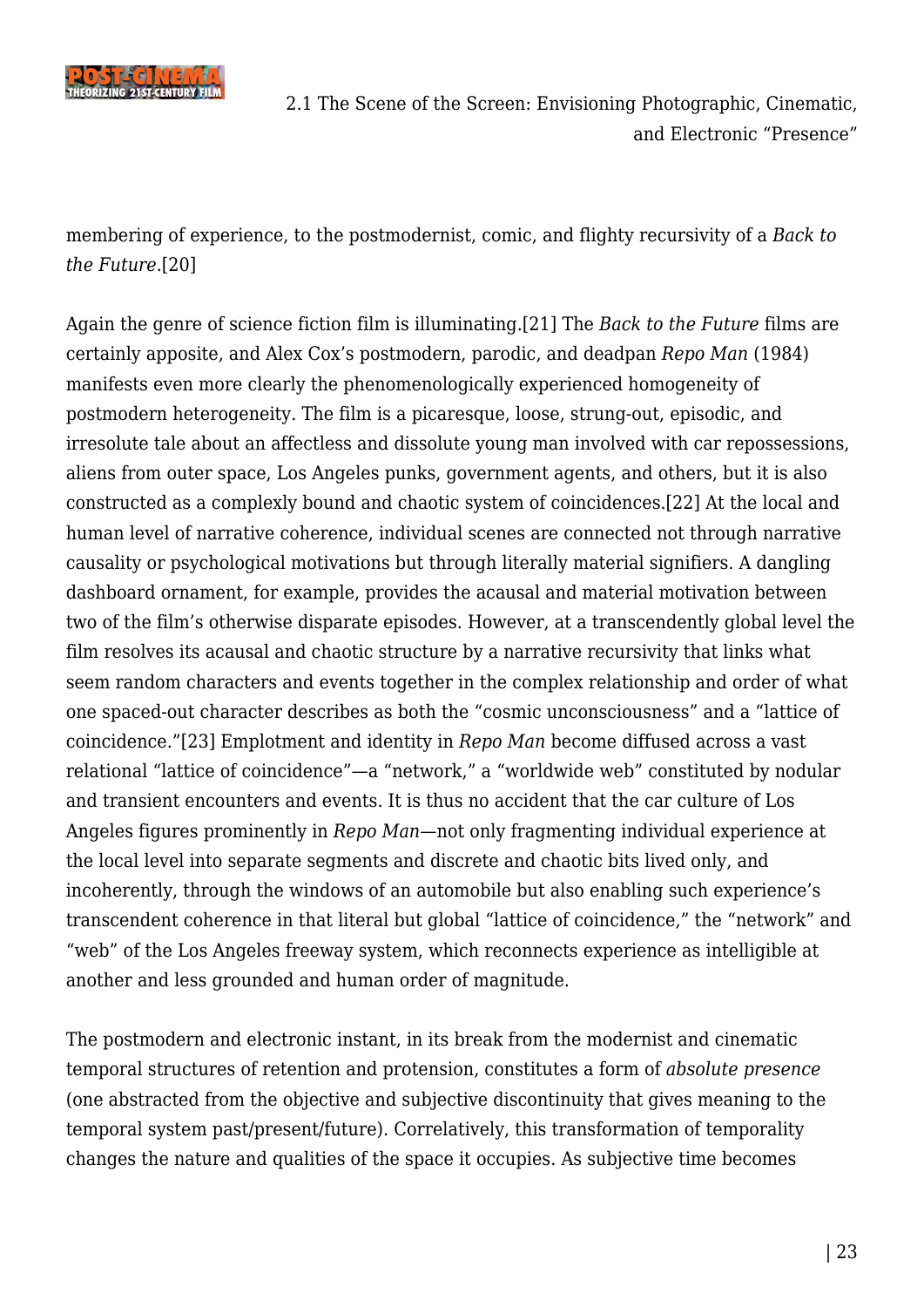membering of experience, to the postmodernist, comic, and flighty recursivity of a *Back to the Future*.[20]

Again the genre of science fiction film is illuminating.[21] The *Back to the Future* films are certainly apposite, and Alex Cox's postmodern, parodic, and deadpan *Repo Man* (1984) manifests even more clearly the phenomenologically experienced homogeneity of postmodern heterogeneity. The film is a picaresque, loose, strung-out, episodic, and irresolute tale about an affectless and dissolute young man involved with car repossessions, aliens from outer space, Los Angeles punks, government agents, and others, but it is also constructed as a complexly bound and chaotic system of coincidences.[22] At the local and human level of narrative coherence, individual scenes are connected not through narrative causality or psychological motivations but through literally material signifiers. A dangling dashboard ornament, for example, provides the acausal and material motivation between two of the film's otherwise disparate episodes. However, at a transcendently global level the film resolves its acausal and chaotic structure by a narrative recursivity that links what seem random characters and events together in the complex relationship and order of what one spaced-out character describes as both the "cosmic unconsciousness" and a "lattice of coincidence."[23] Emplotment and identity in *Repo Man* become diffused across a vast relational "lattice of coincidence"—a "network," a "worldwide web" constituted by nodular and transient encounters and events. It is thus no accident that the car culture of Los Angeles figures prominently in *Repo Man*—not only fragmenting individual experience at the local level into separate segments and discrete and chaotic bits lived only, and incoherently, through the windows of an automobile but also enabling such experience's transcendent coherence in that literal but global "lattice of coincidence," the "network" and "web" of the Los Angeles freeway system, which reconnects experience as intelligible at another and less grounded and human order of magnitude.

The postmodern and electronic instant, in its break from the modernist and cinematic temporal structures of retention and protension, constitutes a form of *absolute presence* (one abstracted from the objective and subjective discontinuity that gives meaning to the temporal system past/present/future). Correlatively, this transformation of temporality changes the nature and qualities of the space it occupies. As subjective time becomes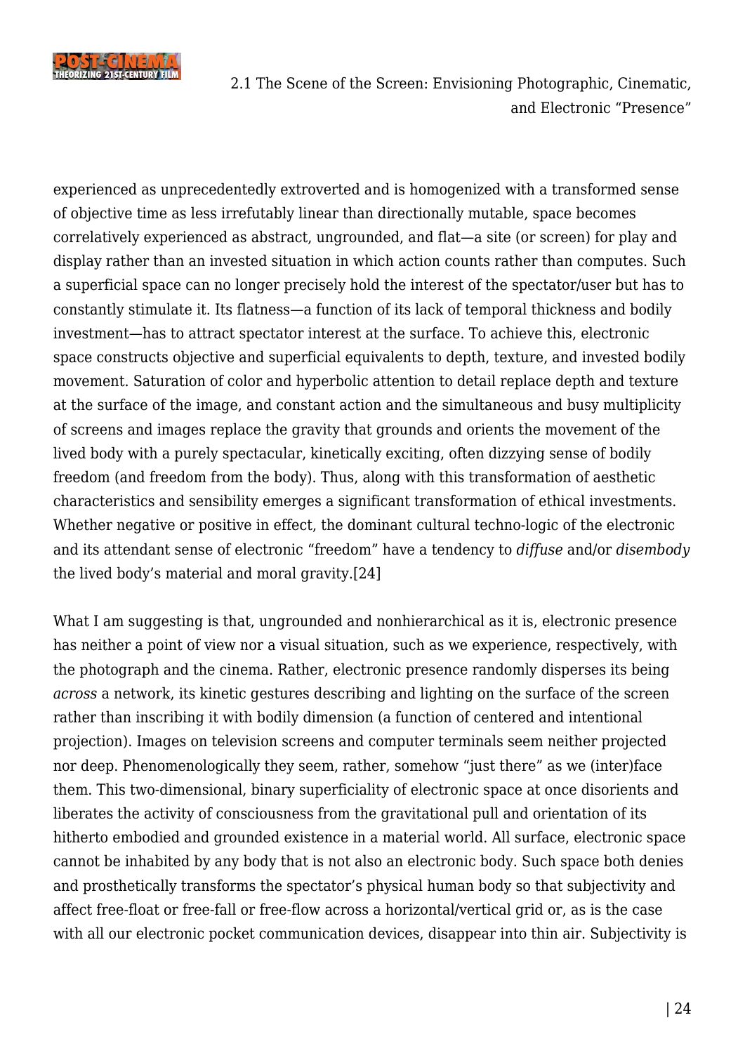experienced as unprecedentedly extroverted and is homogenized with a transformed sense of objective time as less irrefutably linear than directionally mutable, space becomes correlatively experienced as abstract, ungrounded, and flat—a site (or screen) for play and display rather than an invested situation in which action counts rather than computes. Such a superficial space can no longer precisely hold the interest of the spectator/user but has to constantly stimulate it. Its flatness—a function of its lack of temporal thickness and bodily investment—has to attract spectator interest at the surface. To achieve this, electronic space constructs objective and superficial equivalents to depth, texture, and invested bodily movement. Saturation of color and hyperbolic attention to detail replace depth and texture at the surface of the image, and constant action and the simultaneous and busy multiplicity of screens and images replace the gravity that grounds and orients the movement of the lived body with a purely spectacular, kinetically exciting, often dizzying sense of bodily freedom (and freedom from the body). Thus, along with this transformation of aesthetic characteristics and sensibility emerges a significant transformation of ethical investments. Whether negative or positive in effect, the dominant cultural techno-logic of the electronic and its attendant sense of electronic "freedom" have a tendency to *diffuse* and/or *disembody* the lived body's material and moral gravity.[24]

What I am suggesting is that, ungrounded and nonhierarchical as it is, electronic presence has neither a point of view nor a visual situation, such as we experience, respectively, with the photograph and the cinema. Rather, electronic presence randomly disperses its being *across* a network, its kinetic gestures describing and lighting on the surface of the screen rather than inscribing it with bodily dimension (a function of centered and intentional projection). Images on television screens and computer terminals seem neither projected nor deep. Phenomenologically they seem, rather, somehow "just there" as we (inter)face them. This two-dimensional, binary superficiality of electronic space at once disorients and liberates the activity of consciousness from the gravitational pull and orientation of its hitherto embodied and grounded existence in a material world. All surface, electronic space cannot be inhabited by any body that is not also an electronic body. Such space both denies and prosthetically transforms the spectator's physical human body so that subjectivity and affect free-float or free-fall or free-flow across a horizontal/vertical grid or, as is the case with all our electronic pocket communication devices, disappear into thin air. Subjectivity is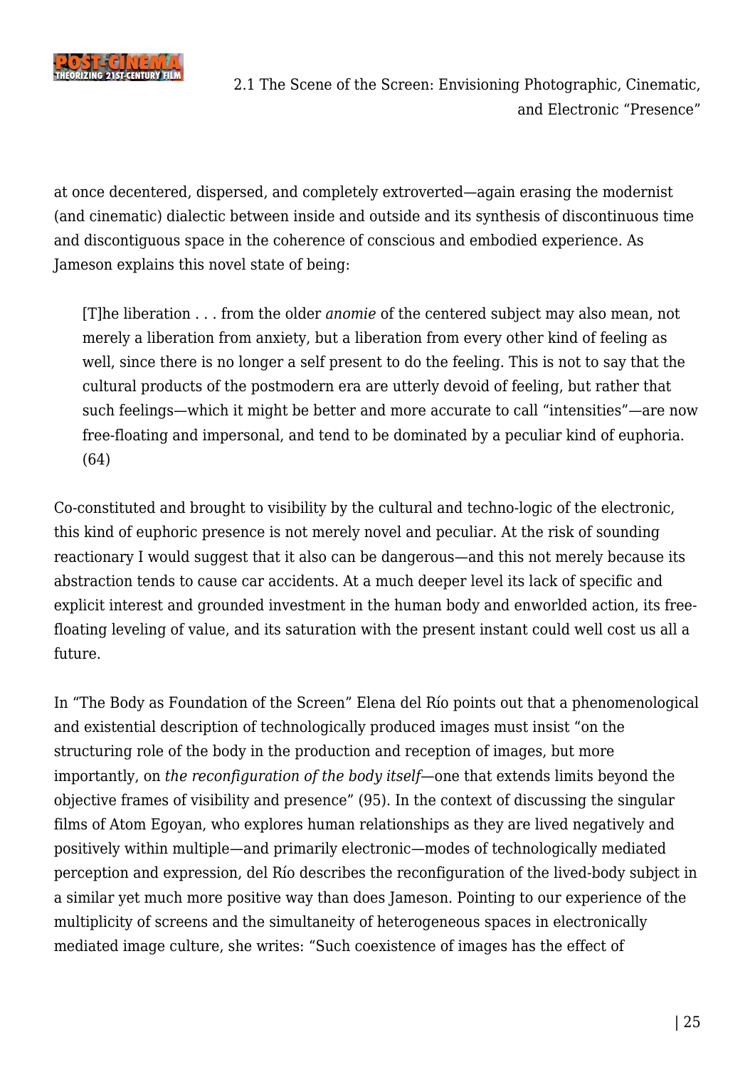at once decentered, dispersed, and completely extroverted—again erasing the modernist (and cinematic) dialectic between inside and outside and its synthesis of discontinuous time and discontiguous space in the coherence of conscious and embodied experience. As Jameson explains this novel state of being:

> [T]he liberation . . . from the older *anomie* of the centered subject may also mean, not merely a liberation from anxiety, but a liberation from every other kind of feeling as well, since there is no longer a self present to do the feeling. This is not to say that the cultural products of the postmodern era are utterly devoid of feeling, but rather that such feelings—which it might be better and more accurate to call "intensities"—are now free-floating and impersonal, and tend to be dominated by a peculiar kind of euphoria. (64)

Co-constituted and brought to visibility by the cultural and techno-logic of the electronic, this kind of euphoric presence is not merely novel and peculiar. At the risk of sounding reactionary I would suggest that it also can be dangerous—and this not merely because its abstraction tends to cause car accidents. At a much deeper level its lack of specific and explicit interest and grounded investment in the human body and enworlded action, its free-floating leveling of value, and its saturation with the present instant could well cost us all a future.

In "The Body as Foundation of the Screen" Elena del Río points out that a phenomenological and existential description of technologically produced images must insist "on the structuring role of the body in the production and reception of images, but more importantly, on *the reconfiguration of the body itself*—one that extends limits beyond the objective frames of visibility and presence" (95). In the context of discussing the singular films of Atom Egoyan, who explores human relationships as they are lived negatively and positively within multiple—and primarily electronic—modes of technologically mediated perception and expression, del Río describes the reconfiguration of the lived-body subject in a similar yet much more positive way than does Jameson. Pointing to our experience of the multiplicity of screens and the simultaneity of heterogeneous spaces in electronically mediated image culture, she writes: "Such coexistence of images has the effect of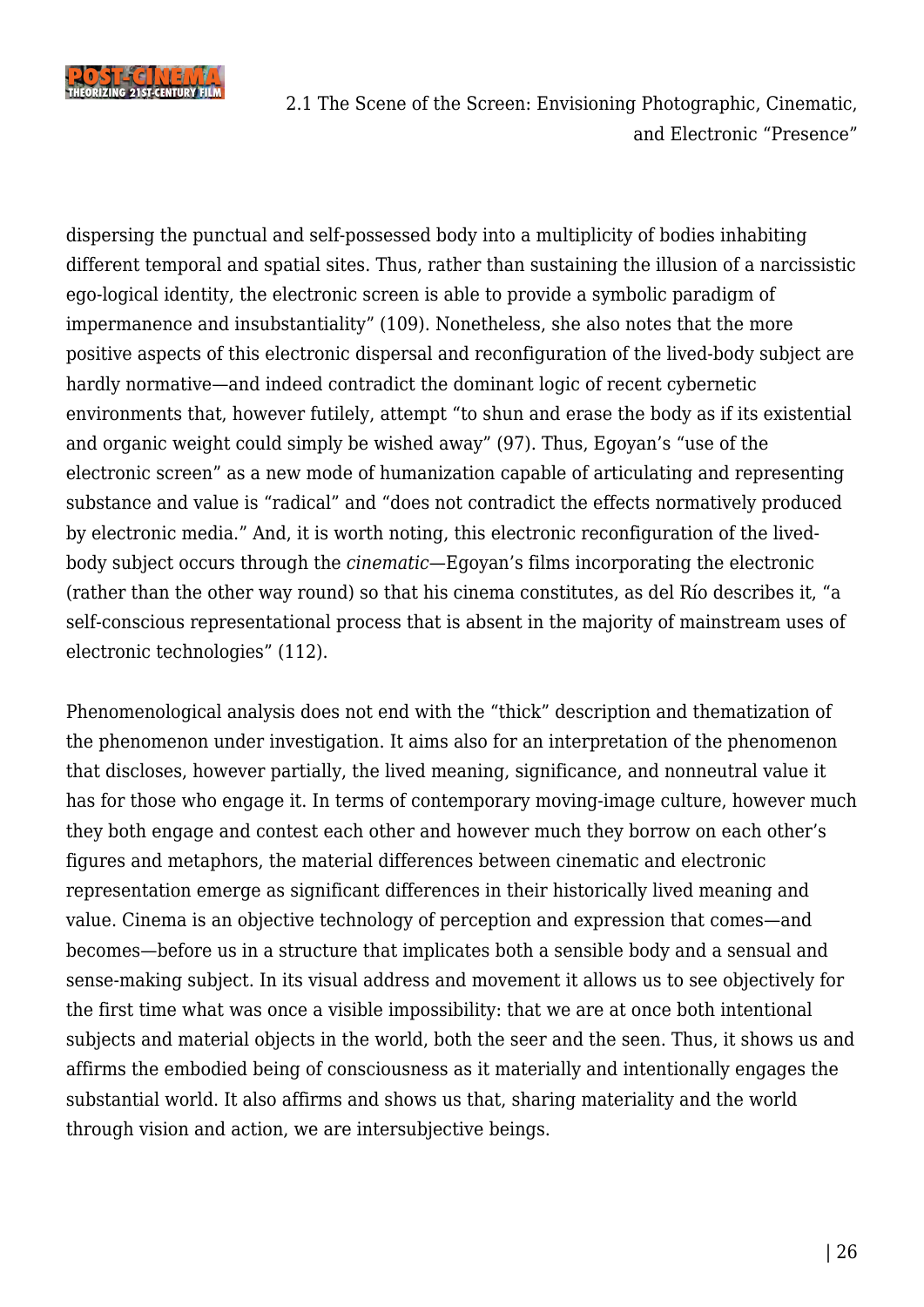dispersing the punctual and self-possessed body into a multiplicity of bodies inhabiting different temporal and spatial sites. Thus, rather than sustaining the illusion of a narcissistic ego-logical identity, the electronic screen is able to provide a symbolic paradigm of impermanence and insubstantiality" (109). Nonetheless, she also notes that the more positive aspects of this electronic dispersal and reconfiguration of the lived-body subject are hardly normative—and indeed contradict the dominant logic of recent cybernetic environments that, however futilely, attempt "to shun and erase the body as if its existential and organic weight could simply be wished away" (97). Thus, Egoyan's "use of the electronic screen" as a new mode of humanization capable of articulating and representing substance and value is "radical" and "does not contradict the effects normatively produced by electronic media." And, it is worth noting, this electronic reconfiguration of the lived-body subject occurs through the *cinematic*—Egoyan's films incorporating the electronic (rather than the other way round) so that his cinema constitutes, as del Río describes it, "a self-conscious representational process that is absent in the majority of mainstream uses of electronic technologies" (112).

Phenomenological analysis does not end with the "thick" description and thematization of the phenomenon under investigation. It aims also for an interpretation of the phenomenon that discloses, however partially, the lived meaning, significance, and nonneutral value it has for those who engage it. In terms of contemporary moving-image culture, however much they both engage and contest each other and however much they borrow on each other's figures and metaphors, the material differences between cinematic and electronic representation emerge as significant differences in their historically lived meaning and value. Cinema is an objective technology of perception and expression that comes—and becomes—before us in a structure that implicates both a sensible body and a sensual and sense-making subject. In its visual address and movement it allows us to see objectively for the first time what was once a visible impossibility: that we are at once both intentional subjects and material objects in the world, both the seer and the seen. Thus, it shows us and affirms the embodied being of consciousness as it materially and intentionally engages the substantial world. It also affirms and shows us that, sharing materiality and the world through vision and action, we are intersubjective beings.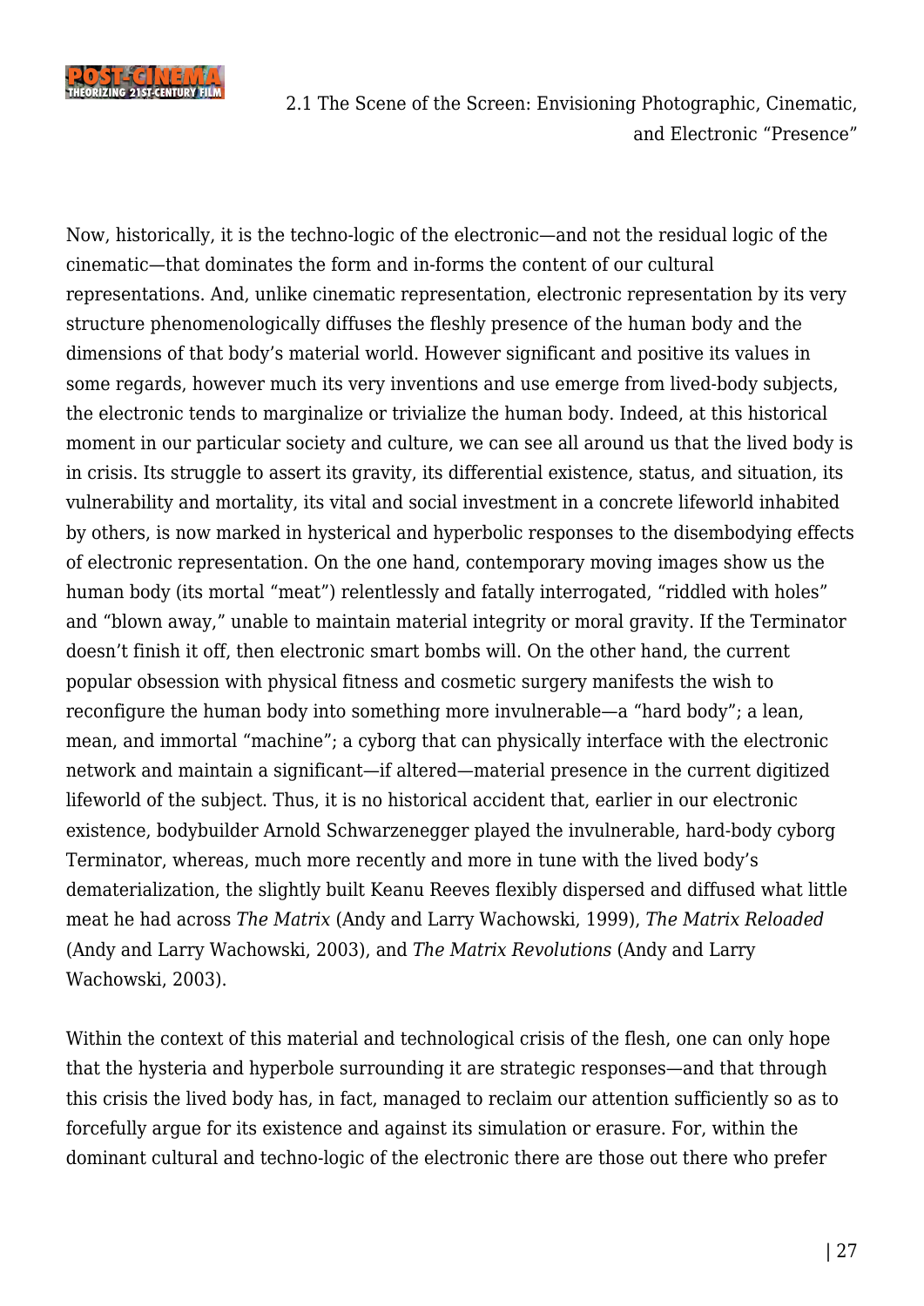Now, historically, it is the techno-logic of the electronic—and not the residual logic of the cinematic—that dominates the form and in-forms the content of our cultural representations. And, unlike cinematic representation, electronic representation by its very structure phenomenologically diffuses the fleshly presence of the human body and the dimensions of that body's material world. However significant and positive its values in some regards, however much its very inventions and use emerge from lived-body subjects, the electronic tends to marginalize or trivialize the human body. Indeed, at this historical moment in our particular society and culture, we can see all around us that the lived body is in crisis. Its struggle to assert its gravity, its differential existence, status, and situation, its vulnerability and mortality, its vital and social investment in a concrete lifeworld inhabited by others, is now marked in hysterical and hyperbolic responses to the disembodying effects of electronic representation. On the one hand, contemporary moving images show us the human body (its mortal "meat") relentlessly and fatally interrogated, "riddled with holes" and "blown away," unable to maintain material integrity or moral gravity. If the Terminator doesn't finish it off, then electronic smart bombs will. On the other hand, the current popular obsession with physical fitness and cosmetic surgery manifests the wish to reconfigure the human body into something more invulnerable—a "hard body"; a lean, mean, and immortal "machine"; a cyborg that can physically interface with the electronic network and maintain a significant—if altered—material presence in the current digitized lifeworld of the subject. Thus, it is no historical accident that, earlier in our electronic existence, bodybuilder Arnold Schwarzenegger played the invulnerable, hard-body cyborg Terminator, whereas, much more recently and more in tune with the lived body's dematerialization, the slightly built Keanu Reeves flexibly dispersed and diffused what little meat he had across *The Matrix* (Andy and Larry Wachowski, 1999), *The Matrix Reloaded* (Andy and Larry Wachowski, 2003), and *The Matrix Revolutions* (Andy and Larry Wachowski, 2003).

Within the context of this material and technological crisis of the flesh, one can only hope that the hysteria and hyperbole surrounding it are strategic responses—and that through this crisis the lived body has, in fact, managed to reclaim our attention sufficiently so as to forcefully argue for its existence and against its simulation or erasure. For, within the dominant cultural and techno-logic of the electronic there are those out there who prefer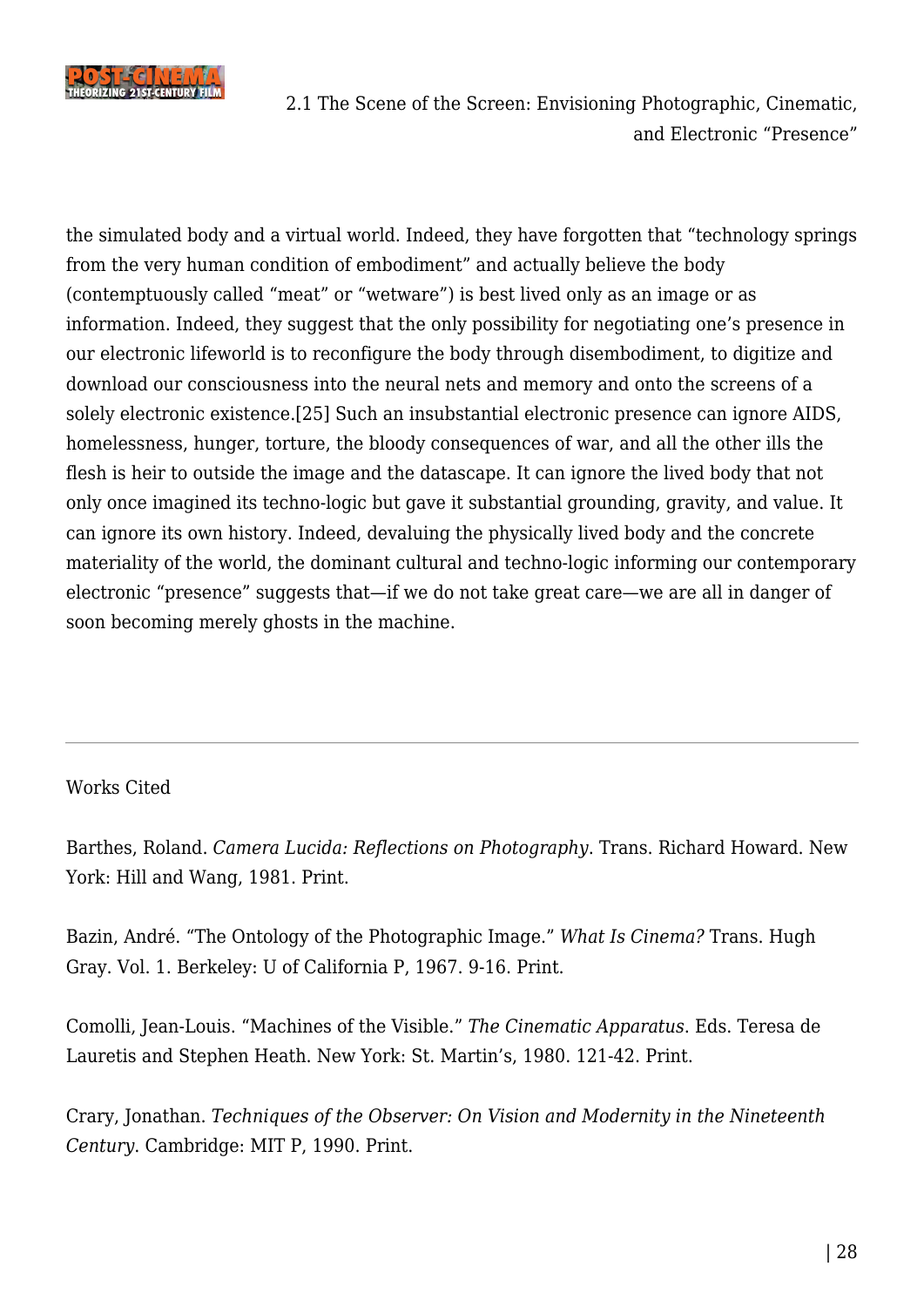the simulated body and a virtual world. Indeed, they have forgotten that "technology springs from the very human condition of embodiment" and actually believe the body (contemptuously called "meat" or "wetware") is best lived only as an image or as information. Indeed, they suggest that the only possibility for negotiating one's presence in our electronic lifeworld is to reconfigure the body through disembodiment, to digitize and download our consciousness into the neural nets and memory and onto the screens of a solely electronic existence.[25] Such an insubstantial electronic presence can ignore AIDS, homelessness, hunger, torture, the bloody consequences of war, and all the other ills the flesh is heir to outside the image and the datascape. It can ignore the lived body that not only once imagined its techno-logic but gave it substantial grounding, gravity, and value. It can ignore its own history. Indeed, devaluing the physically lived body and the concrete materiality of the world, the dominant cultural and techno-logic informing our contemporary electronic "presence" suggests that—if we do not take great care—we are all in danger of soon becoming merely ghosts in the machine.

---

Works Cited

Barthes, Roland. *Camera Lucida: Reflections on Photography*. Trans. Richard Howard. New York: Hill and Wang, 1981. Print.

Bazin, André. "The Ontology of the Photographic Image." *What Is Cinema?* Trans. Hugh Gray. Vol. 1. Berkeley: U of California P, 1967. 9-16. Print.

Comolli, Jean-Louis. "Machines of the Visible." *The Cinematic Apparatus*. Eds. Teresa de Lauretis and Stephen Heath. New York: St. Martin's, 1980. 121-42. Print.

Crary, Jonathan. *Techniques of the Observer: On Vision and Modernity in the Nineteenth Century*. Cambridge: MIT P, 1990. Print.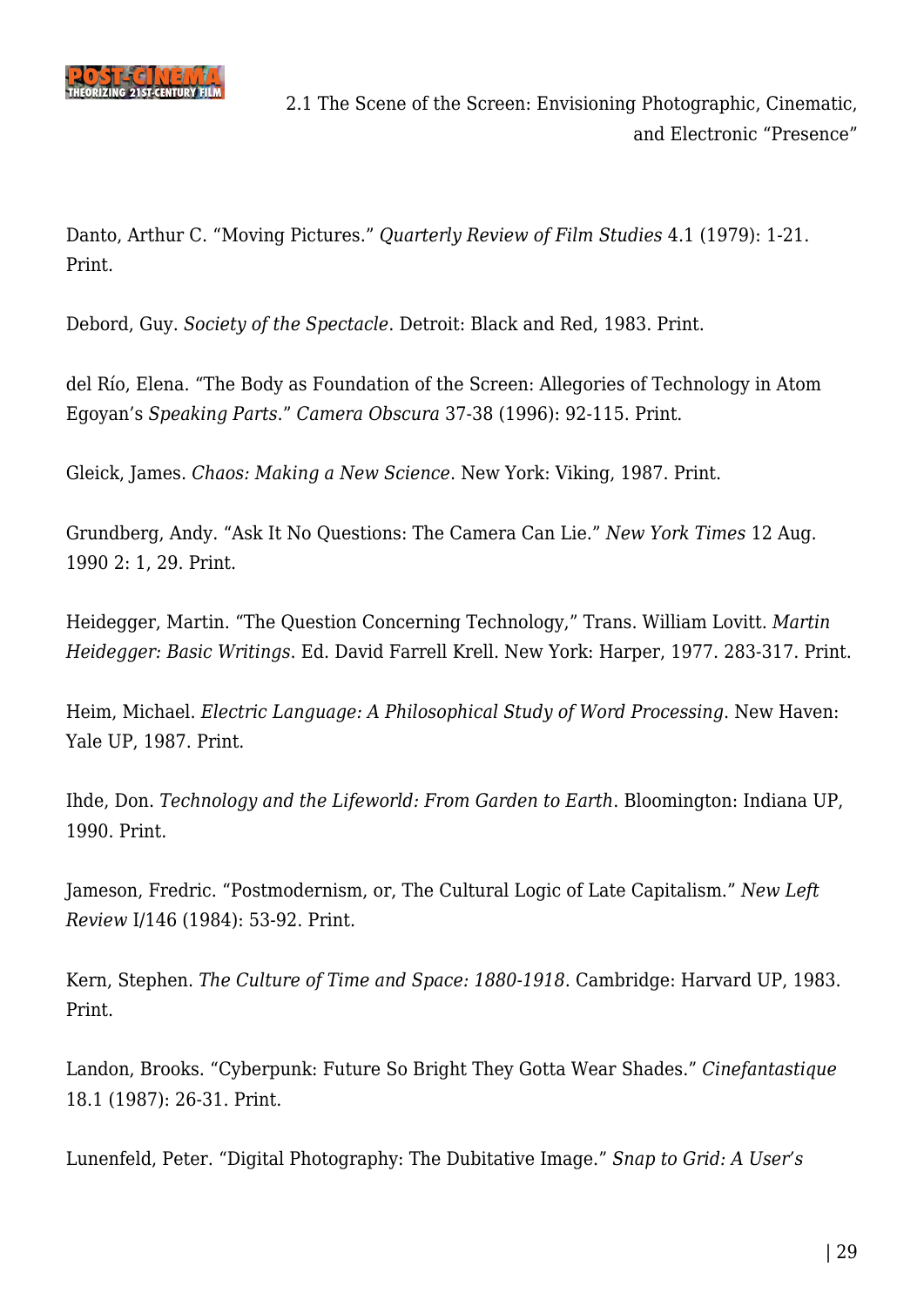Danto, Arthur C. “Moving Pictures.” *Quarterly Review of Film Studies* 4.1 (1979): 1-21. Print.

Debord, Guy. *Society of the Spectacle*. Detroit: Black and Red, 1983. Print.

del Río, Elena. “The Body as Foundation of the Screen: Allegories of Technology in Atom Egoyan’s *Speaking Parts*.” *Camera Obscura* 37-38 (1996): 92-115. Print.

Gleick, James. *Chaos: Making a New Science*. New York: Viking, 1987. Print.

Grundberg, Andy. “Ask It No Questions: The Camera Can Lie.” *New York Times* 12 Aug. 1990 2: 1, 29. Print.

Heidegger, Martin. “The Question Concerning Technology,” Trans. William Lovitt. *Martin Heidegger: Basic Writings*. Ed. David Farrell Krell. New York: Harper, 1977. 283-317. Print.

Heim, Michael. *Electric Language: A Philosophical Study of Word Processing*. New Haven: Yale UP, 1987. Print.

Ihde, Don. *Technology and the Lifeworld: From Garden to Earth*. Bloomington: Indiana UP, 1990. Print.

Jameson, Fredric. “Postmodernism, or, The Cultural Logic of Late Capitalism.” *New Left Review* I/146 (1984): 53-92. Print.

Kern, Stephen. *The Culture of Time and Space: 1880-1918*. Cambridge: Harvard UP, 1983. Print.

Landon, Brooks. “Cyberpunk: Future So Bright They Gotta Wear Shades.” *Cinefantastique* 18.1 (1987): 26-31. Print.

Lunenfeld, Peter. “Digital Photography: The Dubitative Image.” *Snap to Grid: A User’s*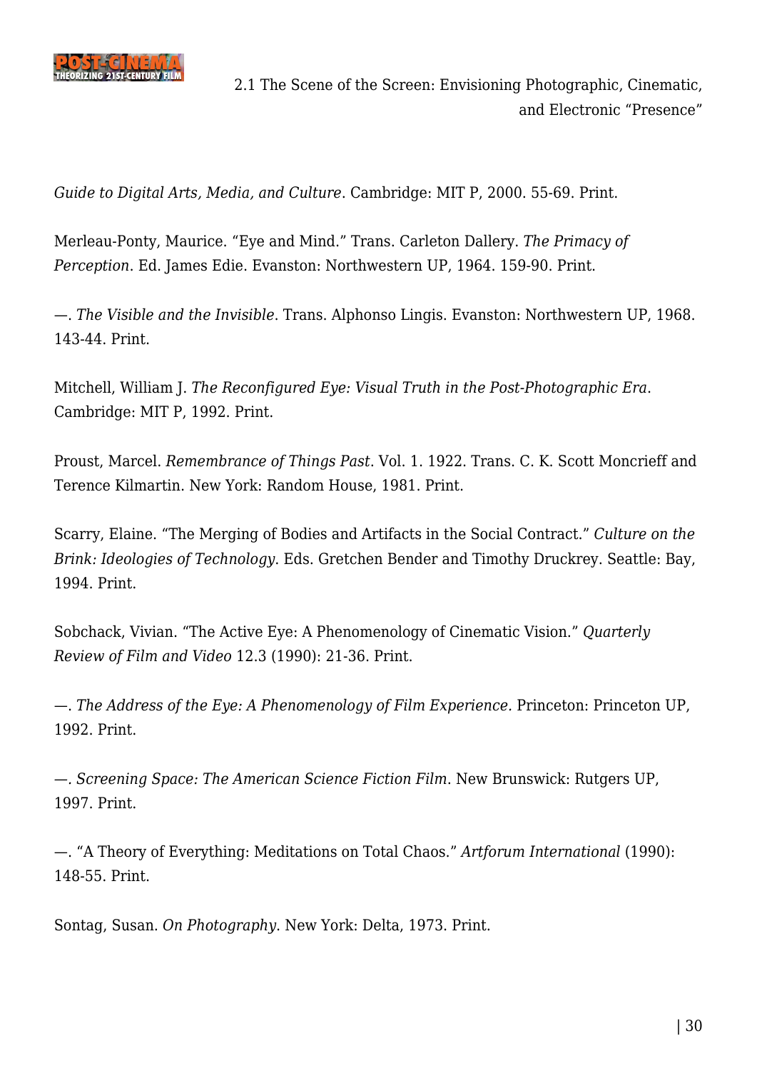*Guide to Digital Arts, Media, and Culture*. Cambridge: MIT P, 2000. 55-69. Print.

Merleau-Ponty, Maurice. “Eye and Mind.” Trans. Carleton Dallery. *The Primacy of Perception*. Ed. James Edie. Evanston: Northwestern UP, 1964. 159-90. Print.

—. *The Visible and the Invisible*. Trans. Alphonso Lingis. Evanston: Northwestern UP, 1968. 143-44. Print.

Mitchell, William J. *The Reconfigured Eye: Visual Truth in the Post-Photographic Era*. Cambridge: MIT P, 1992. Print.

Proust, Marcel. *Remembrance of Things Past*. Vol. 1. 1922. Trans. C. K. Scott Moncrieff and Terence Kilmartin. New York: Random House, 1981. Print.

Scarry, Elaine. “The Merging of Bodies and Artifacts in the Social Contract.” *Culture on the Brink: Ideologies of Technology*. Eds. Gretchen Bender and Timothy Druckrey. Seattle: Bay, 1994. Print.

Sobchack, Vivian. “The Active Eye: A Phenomenology of Cinematic Vision.” *Quarterly Review of Film and Video* 12.3 (1990): 21-36. Print.

—. *The Address of the Eye: A Phenomenology of Film Experience.* Princeton: Princeton UP, 1992. Print.

—. *Screening Space: The American Science Fiction Film*. New Brunswick: Rutgers UP, 1997. Print.

—. “A Theory of Everything: Meditations on Total Chaos.” *Artforum International* (1990): 148-55. Print.

Sontag, Susan. *On Photography*. New York: Delta, 1973. Print.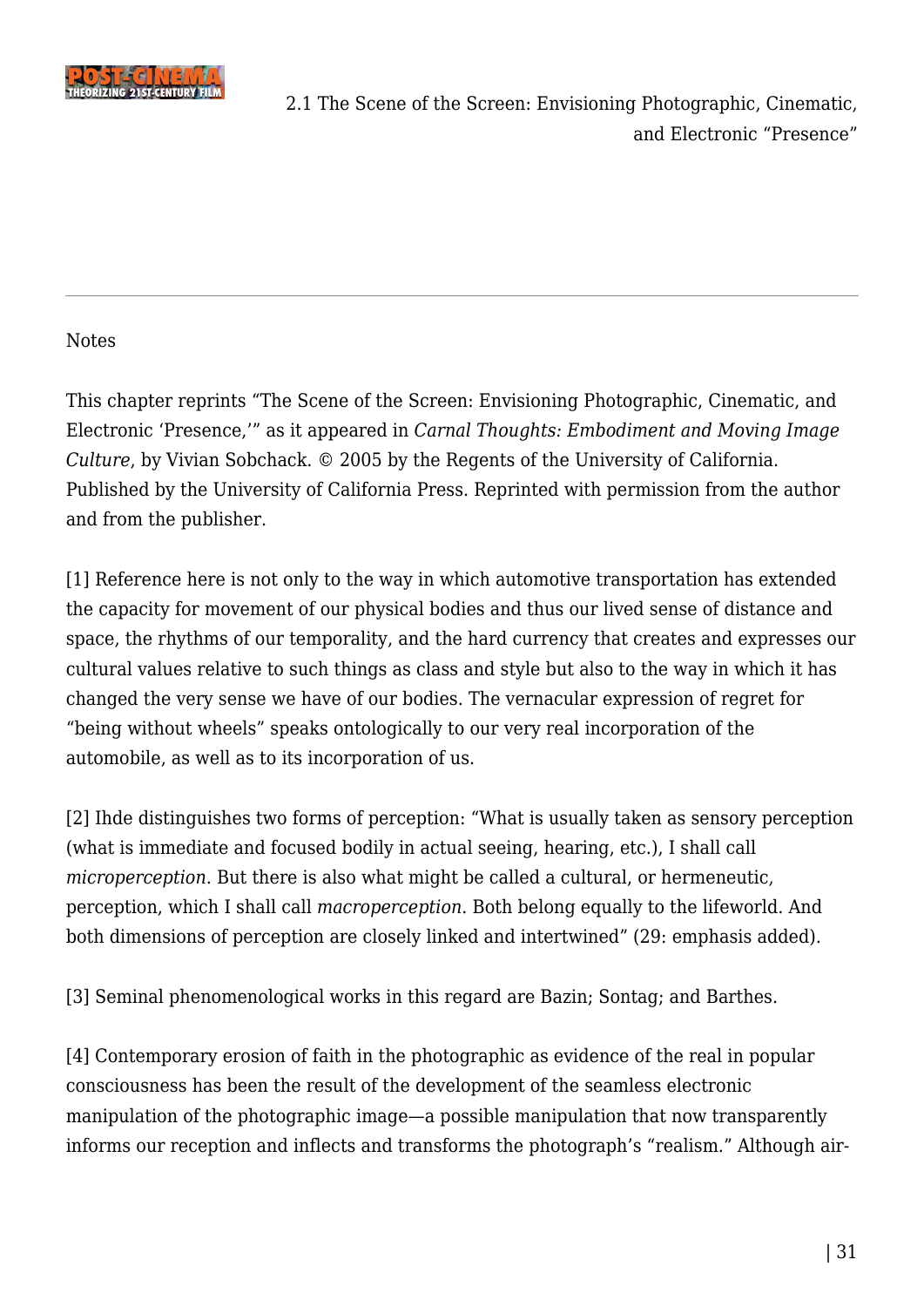Notes

This chapter reprints "The Scene of the Screen: Envisioning Photographic, Cinematic, and Electronic 'Presence,'" as it appeared in *Carnal Thoughts: Embodiment and Moving Image Culture*, by Vivian Sobchack. © 2005 by the Regents of the University of California. Published by the University of California Press. Reprinted with permission from the author and from the publisher.

[1] Reference here is not only to the way in which automotive transportation has extended the capacity for movement of our physical bodies and thus our lived sense of distance and space, the rhythms of our temporality, and the hard currency that creates and expresses our cultural values relative to such things as class and style but also to the way in which it has changed the very sense we have of our bodies. The vernacular expression of regret for "being without wheels" speaks ontologically to our very real incorporation of the automobile, as well as to its incorporation of us.

[2] Ihde distinguishes two forms of perception: "What is usually taken as sensory perception (what is immediate and focused bodily in actual seeing, hearing, etc.), I shall call *microperception*. But there is also what might be called a cultural, or hermeneutic, perception, which I shall call *macroperception*. Both belong equally to the lifeworld. And both dimensions of perception are closely linked and intertwined" (29: emphasis added).

[3] Seminal phenomenological works in this regard are Bazin; Sontag; and Barthes.

[4] Contemporary erosion of faith in the photographic as evidence of the real in popular consciousness has been the result of the development of the seamless electronic manipulation of the photographic image—a possible manipulation that now transparently informs our reception and inflects and transforms the photograph's "realism." Although air-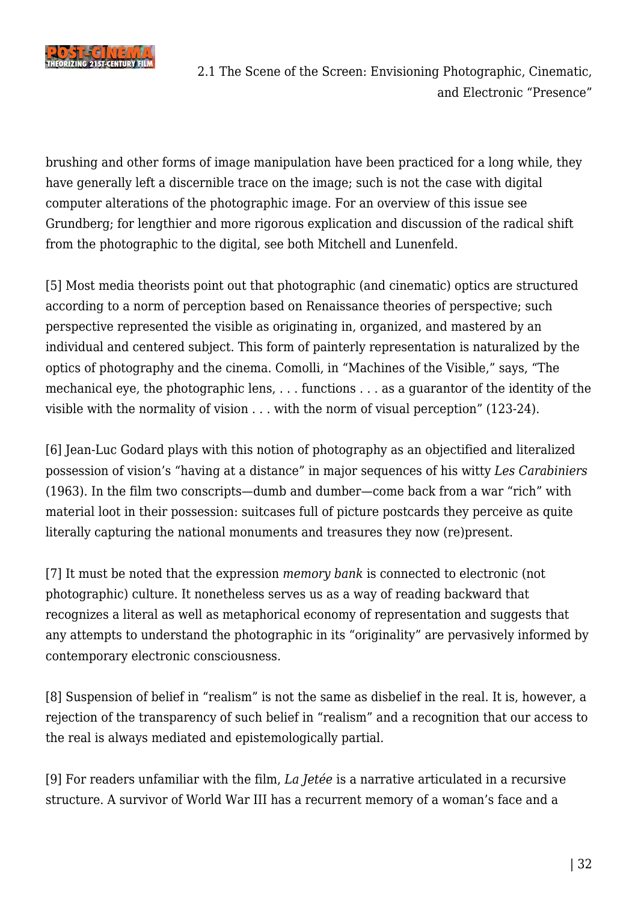brushing and other forms of image manipulation have been practiced for a long while, they have generally left a discernible trace on the image; such is not the case with digital computer alterations of the photographic image. For an overview of this issue see Grundberg; for lengthier and more rigorous explication and discussion of the radical shift from the photographic to the digital, see both Mitchell and Lunenfeld.

[5] Most media theorists point out that photographic (and cinematic) optics are structured according to a norm of perception based on Renaissance theories of perspective; such perspective represented the visible as originating in, organized, and mastered by an individual and centered subject. This form of painterly representation is naturalized by the optics of photography and the cinema. Comolli, in "Machines of the Visible," says, "The mechanical eye, the photographic lens, . . . functions . . . as a guarantor of the identity of the visible with the normality of vision . . . with the norm of visual perception" (123-24).

[6] Jean-Luc Godard plays with this notion of photography as an objectified and literalized possession of vision's "having at a distance" in major sequences of his witty *Les Carabiniers* (1963). In the film two conscripts—dumb and dumber—come back from a war "rich" with material loot in their possession: suitcases full of picture postcards they perceive as quite literally capturing the national monuments and treasures they now (re)present.

[7] It must be noted that the expression *memory bank* is connected to electronic (not photographic) culture. It nonetheless serves us as a way of reading backward that recognizes a literal as well as metaphorical economy of representation and suggests that any attempts to understand the photographic in its "originality" are pervasively informed by contemporary electronic consciousness.

[8] Suspension of belief in "realism" is not the same as disbelief in the real. It is, however, a rejection of the transparency of such belief in "realism" and a recognition that our access to the real is always mediated and epistemologically partial.

[9] For readers unfamiliar with the film, *La Jetée* is a narrative articulated in a recursive structure. A survivor of World War III has a recurrent memory of a woman's face and a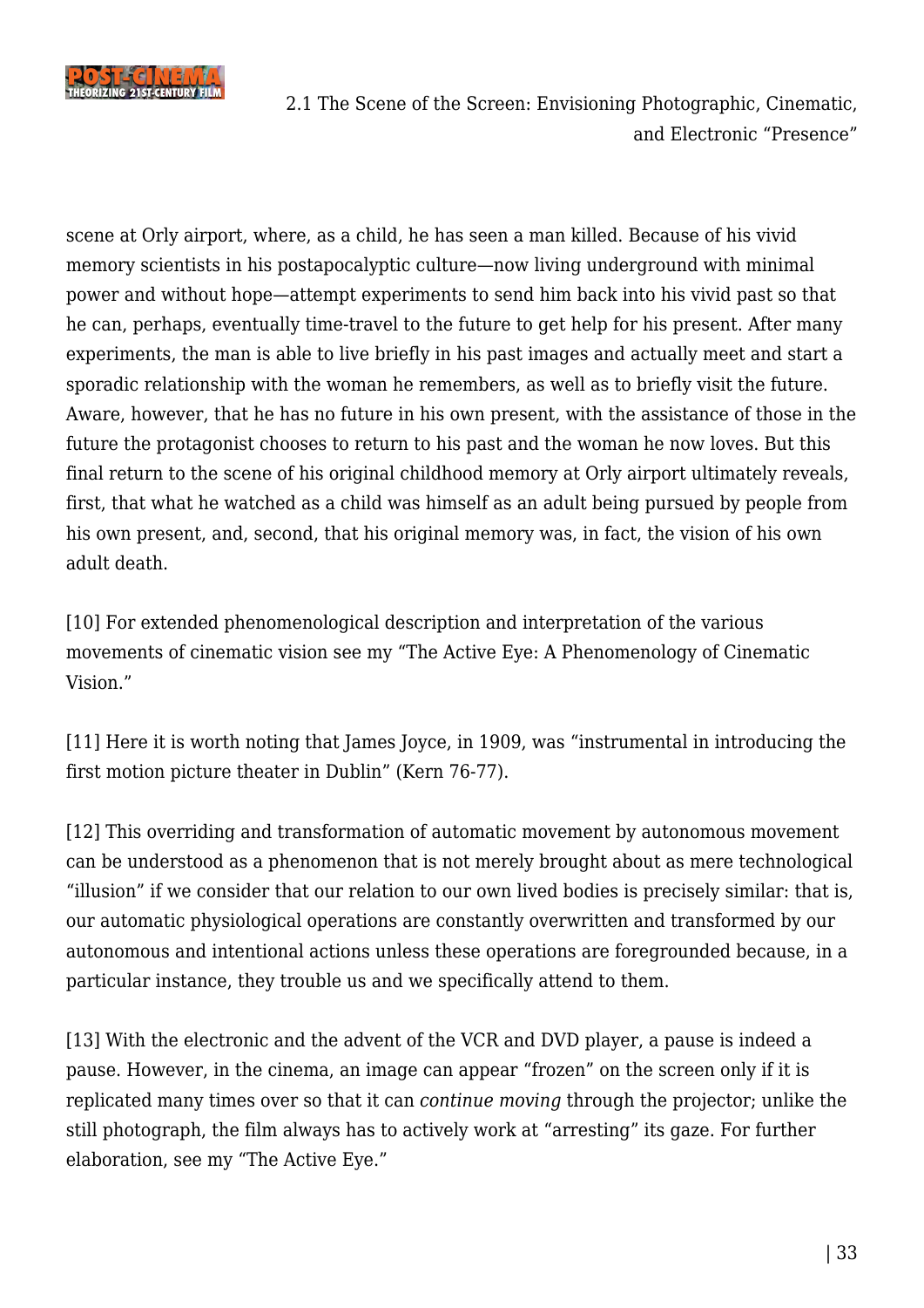scene at Orly airport, where, as a child, he has seen a man killed. Because of his vivid memory scientists in his postapocalyptic culture—now living underground with minimal power and without hope—attempt experiments to send him back into his vivid past so that he can, perhaps, eventually time-travel to the future to get help for his present. After many experiments, the man is able to live briefly in his past images and actually meet and start a sporadic relationship with the woman he remembers, as well as to briefly visit the future. Aware, however, that he has no future in his own present, with the assistance of those in the future the protagonist chooses to return to his past and the woman he now loves. But this final return to the scene of his original childhood memory at Orly airport ultimately reveals, first, that what he watched as a child was himself as an adult being pursued by people from his own present, and, second, that his original memory was, in fact, the vision of his own adult death.

[10] For extended phenomenological description and interpretation of the various movements of cinematic vision see my "The Active Eye: A Phenomenology of Cinematic Vision."

[11] Here it is worth noting that James Joyce, in 1909, was "instrumental in introducing the first motion picture theater in Dublin" (Kern 76-77).

[12] This overriding and transformation of automatic movement by autonomous movement can be understood as a phenomenon that is not merely brought about as mere technological "illusion" if we consider that our relation to our own lived bodies is precisely similar: that is, our automatic physiological operations are constantly overwritten and transformed by our autonomous and intentional actions unless these operations are foregrounded because, in a particular instance, they trouble us and we specifically attend to them.

[13] With the electronic and the advent of the VCR and DVD player, a pause is indeed a pause. However, in the cinema, an image can appear "frozen" on the screen only if it is replicated many times over so that it can *continue moving* through the projector; unlike the still photograph, the film always has to actively work at "arresting" its gaze. For further elaboration, see my "The Active Eye."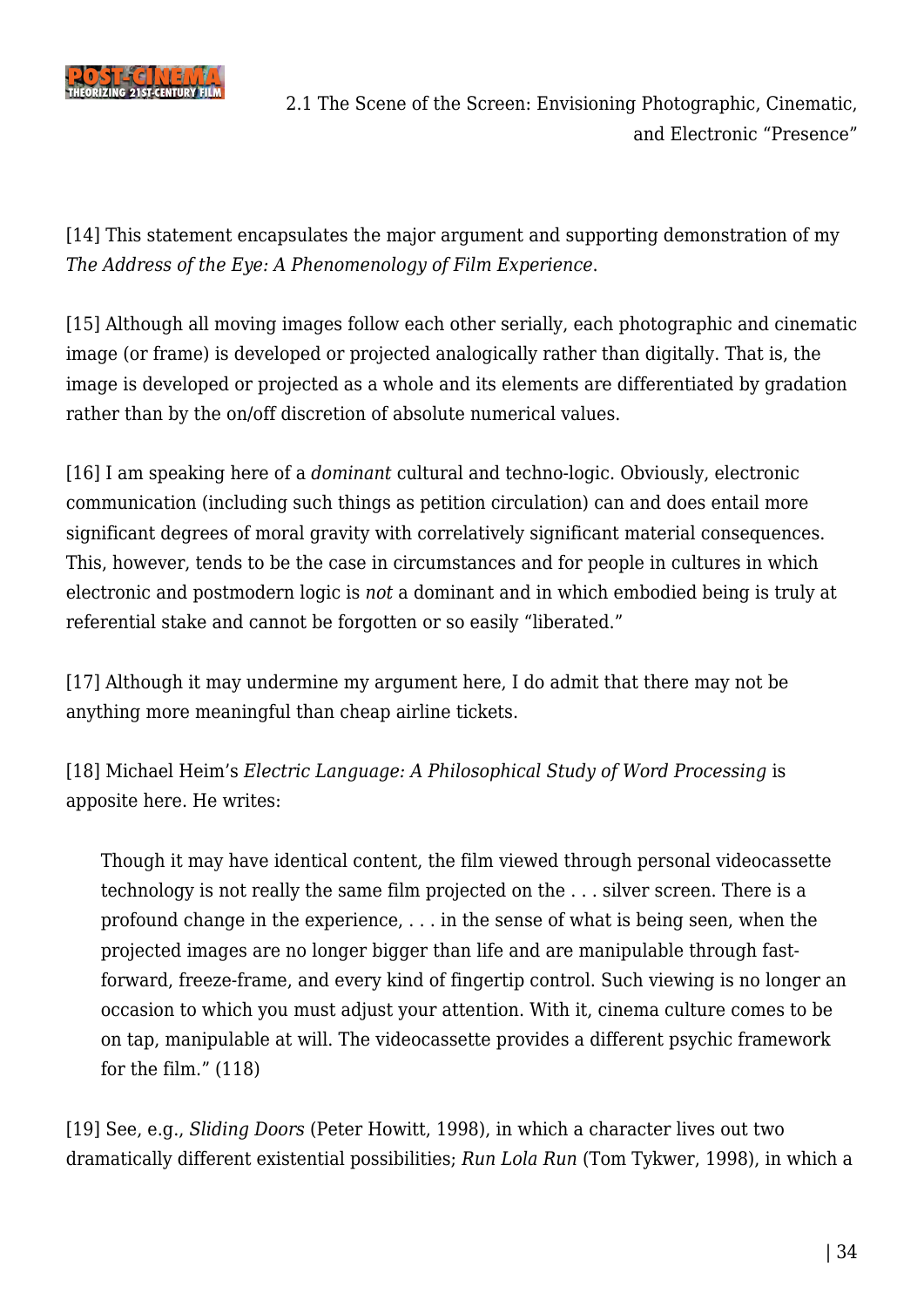[14] This statement encapsulates the major argument and supporting demonstration of my *The Address of the Eye: A Phenomenology of Film Experience*.

[15] Although all moving images follow each other serially, each photographic and cinematic image (or frame) is developed or projected analogically rather than digitally. That is, the image is developed or projected as a whole and its elements are differentiated by gradation rather than by the on/off discretion of absolute numerical values.

[16] I am speaking here of a *dominant* cultural and techno-logic. Obviously, electronic communication (including such things as petition circulation) can and does entail more significant degrees of moral gravity with correlatively significant material consequences. This, however, tends to be the case in circumstances and for people in cultures in which electronic and postmodern logic is *not* a dominant and in which embodied being is truly at referential stake and cannot be forgotten or so easily "liberated."

[17] Although it may undermine my argument here, I do admit that there may not be anything more meaningful than cheap airline tickets.

[18] Michael Heim's *Electric Language: A Philosophical Study of Word Processing* is apposite here. He writes:

> Though it may have identical content, the film viewed through personal videocassette technology is not really the same film projected on the . . . silver screen. There is a profound change in the experience, . . . in the sense of what is being seen, when the projected images are no longer bigger than life and are manipulable through fast-forward, freeze-frame, and every kind of fingertip control. Such viewing is no longer an occasion to which you must adjust your attention. With it, cinema culture comes to be on tap, manipulable at will. The videocassette provides a different psychic framework for the film." (118)

[19] See, e.g., *Sliding Doors* (Peter Howitt, 1998), in which a character lives out two dramatically different existential possibilities; *Run Lola Run* (Tom Tykwer, 1998), in which a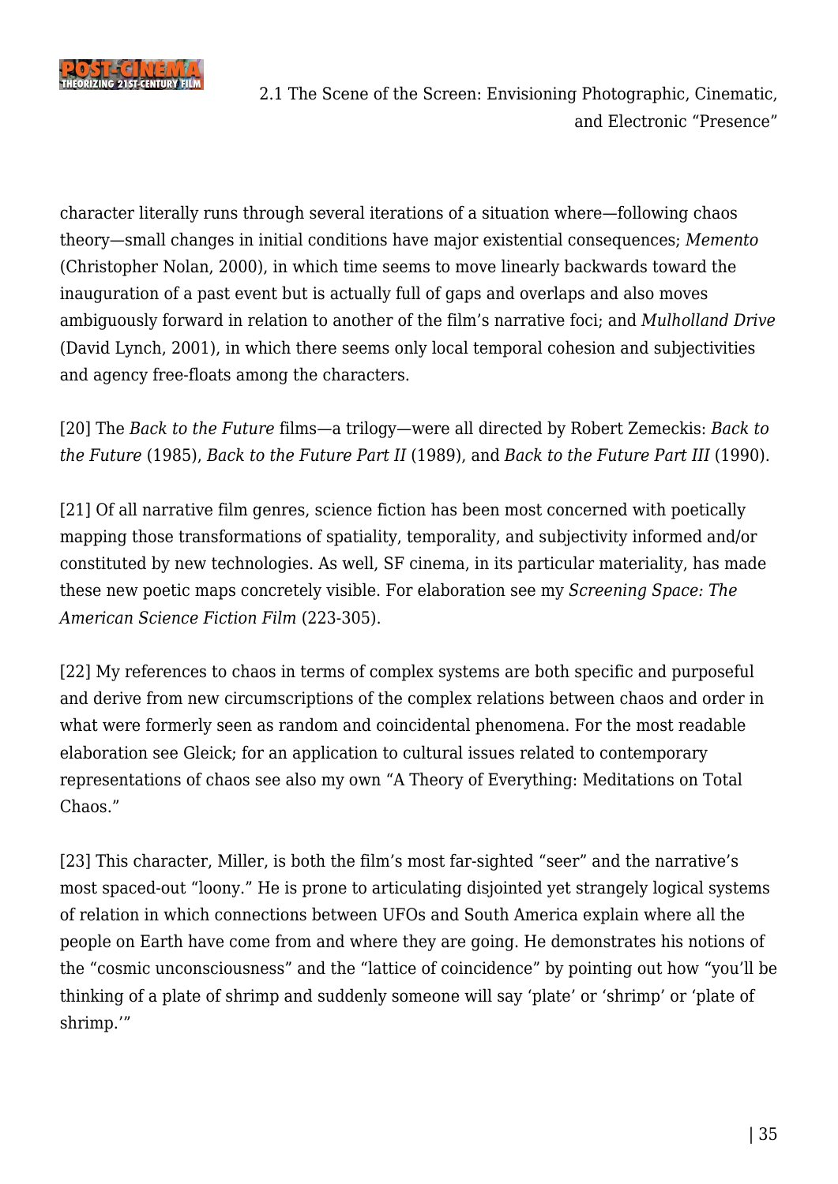character literally runs through several iterations of a situation where—following chaos theory—small changes in initial conditions have major existential consequences; *Memento* (Christopher Nolan, 2000), in which time seems to move linearly backwards toward the inauguration of a past event but is actually full of gaps and overlaps and also moves ambiguously forward in relation to another of the film's narrative foci; and *Mulholland Drive* (David Lynch, 2001), in which there seems only local temporal cohesion and subjectivities and agency free-floats among the characters.

[20] The *Back to the Future* films—a trilogy—were all directed by Robert Zemeckis: *Back to the Future* (1985), *Back to the Future Part II* (1989), and *Back to the Future Part III* (1990).

[21] Of all narrative film genres, science fiction has been most concerned with poetically mapping those transformations of spatiality, temporality, and subjectivity informed and/or constituted by new technologies. As well, SF cinema, in its particular materiality, has made these new poetic maps concretely visible. For elaboration see my *Screening Space: The American Science Fiction Film* (223-305).

[22] My references to chaos in terms of complex systems are both specific and purposeful and derive from new circumscriptions of the complex relations between chaos and order in what were formerly seen as random and coincidental phenomena. For the most readable elaboration see Gleick; for an application to cultural issues related to contemporary representations of chaos see also my own "A Theory of Everything: Meditations on Total Chaos."

[23] This character, Miller, is both the film's most far-sighted "seer" and the narrative's most spaced-out "loony." He is prone to articulating disjointed yet strangely logical systems of relation in which connections between UFOs and South America explain where all the people on Earth have come from and where they are going. He demonstrates his notions of the "cosmic unconsciousness" and the "lattice of coincidence" by pointing out how "you'll be thinking of a plate of shrimp and suddenly someone will say 'plate' or 'shrimp' or 'plate of shrimp.'"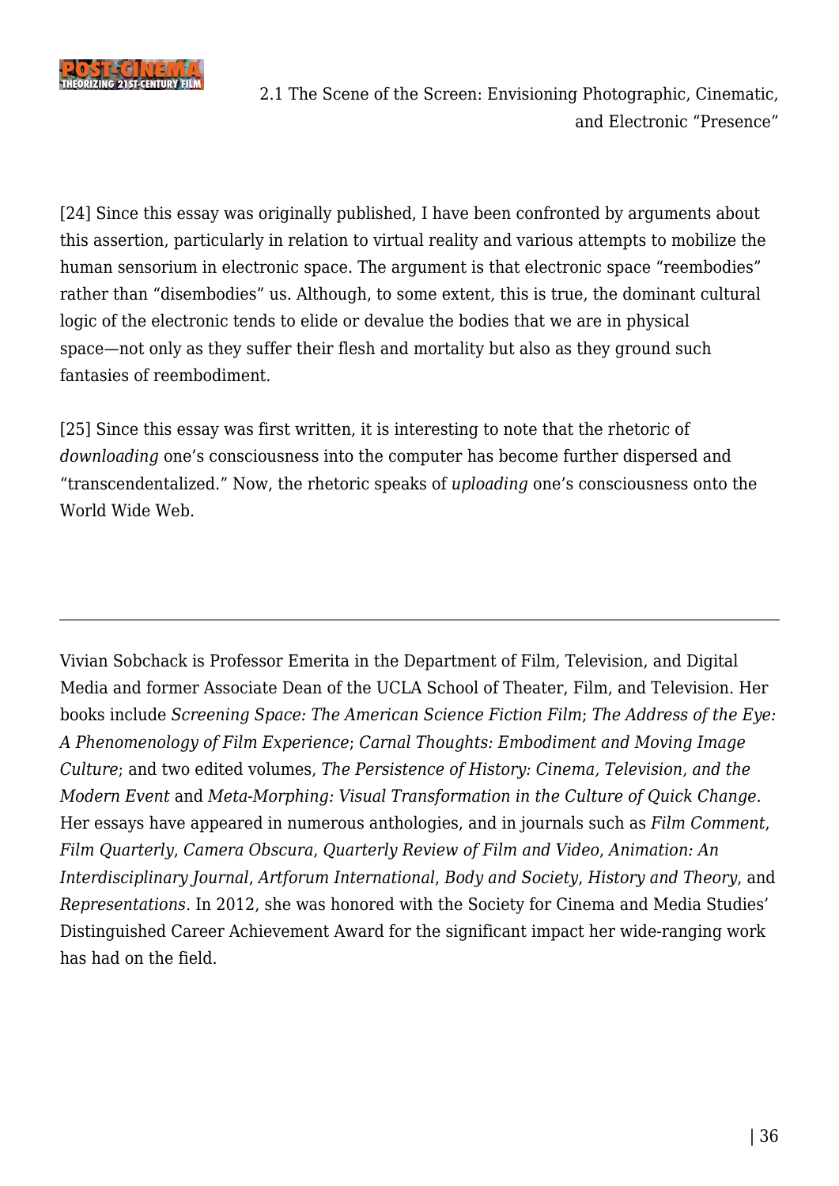[24] Since this essay was originally published, I have been confronted by arguments about this assertion, particularly in relation to virtual reality and various attempts to mobilize the human sensorium in electronic space. The argument is that electronic space "reembodies" rather than "disembodies" us. Although, to some extent, this is true, the dominant cultural logic of the electronic tends to elide or devalue the bodies that we are in physical space—not only as they suffer their flesh and mortality but also as they ground such fantasies of reembodiment.

[25] Since this essay was first written, it is interesting to note that the rhetoric of *downloading* one's consciousness into the computer has become further dispersed and "transcendentalized." Now, the rhetoric speaks of *uploading* one's consciousness onto the World Wide Web.

---

Vivian Sobchack is Professor Emerita in the Department of Film, Television, and Digital Media and former Associate Dean of the UCLA School of Theater, Film, and Television. Her books include *Screening Space: The American Science Fiction Film*; *The Address of the Eye: A Phenomenology of Film Experience*; *Carnal Thoughts: Embodiment and Moving Image Culture*; and two edited volumes, *The Persistence of History: Cinema, Television, and the Modern Event* and *Meta-Morphing: Visual Transformation in the Culture of Quick Change*. Her essays have appeared in numerous anthologies, and in journals such as *Film Comment*, *Film Quarterly*, *Camera Obscura*, *Quarterly Review of Film and Video*, *Animation: An Interdisciplinary Journal*, *Artforum International*, *Body and Society*, *History and Theory*, and *Representations*. In 2012, she was honored with the Society for Cinema and Media Studies' Distinguished Career Achievement Award for the significant impact her wide-ranging work has had on the field.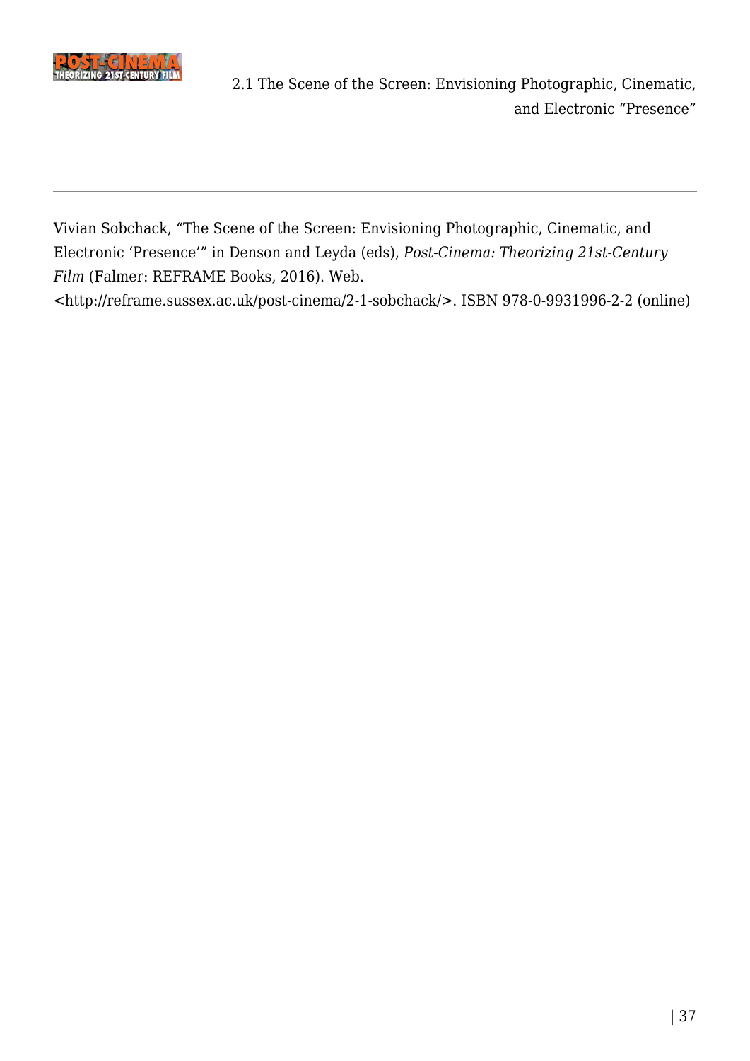Vivian Sobchack, “The Scene of the Screen: Envisioning Photographic, Cinematic, and Electronic ‘Presence’” in Denson and Leyda (eds), *Post-Cinema: Theorizing 21st-Century Film* (Falmer: REFRAME Books, 2016). Web. <http://reframe.sussex.ac.uk/post-cinema/2-1-sobchack/>. ISBN 978-0-9931996-2-2 (online)